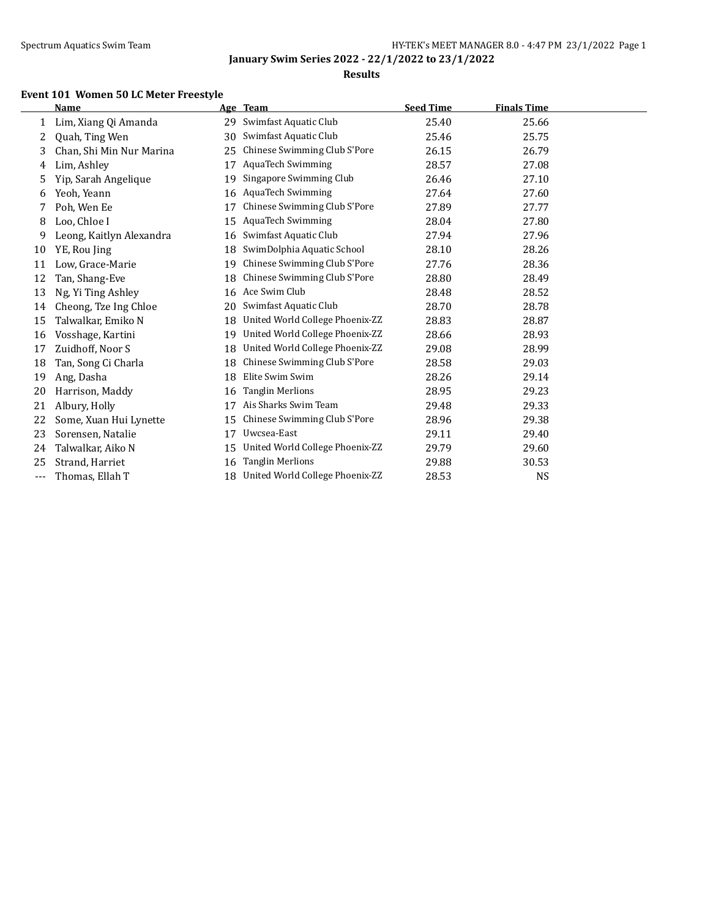## January Swim Series 2022 - 22/1/2022 to 23/1/2022

### Results

**Event 101 Women 50 LC Meter Freestyle**

| | Name | Age | Team | Seed Time | Finals Time |
|---|---|---|---|---|---|
| 1 | Lim, Xiang Qi Amanda | 29 | Swimfast Aquatic Club | 25.40 | 25.66 |
| 2 | Quah, Ting Wen | 30 | Swimfast Aquatic Club | 25.46 | 25.75 |
| 3 | Chan, Shi Min Nur Marina | 25 | Chinese Swimming Club S'Pore | 26.15 | 26.79 |
| 4 | Lim, Ashley | 17 | AquaTech Swimming | 28.57 | 27.08 |
| 5 | Yip, Sarah Angelique | 19 | Singapore Swimming Club | 26.46 | 27.10 |
| 6 | Yeoh, Yeann | 16 | AquaTech Swimming | 27.64 | 27.60 |
| 7 | Poh, Wen Ee | 17 | Chinese Swimming Club S'Pore | 27.89 | 27.77 |
| 8 | Loo, Chloe I | 15 | AquaTech Swimming | 28.04 | 27.80 |
| 9 | Leong, Kaitlyn Alexandra | 16 | Swimfast Aquatic Club | 27.94 | 27.96 |
| 10 | YE, Rou Jing | 18 | SwimDolphia Aquatic School | 28.10 | 28.26 |
| 11 | Low, Grace-Marie | 19 | Chinese Swimming Club S'Pore | 27.76 | 28.36 |
| 12 | Tan, Shang-Eve | 18 | Chinese Swimming Club S'Pore | 28.80 | 28.49 |
| 13 | Ng, Yi Ting Ashley | 16 | Ace Swim Club | 28.48 | 28.52 |
| 14 | Cheong, Tze Ing Chloe | 20 | Swimfast Aquatic Club | 28.70 | 28.78 |
| 15 | Talwalkar, Emiko N | 18 | United World College Phoenix-ZZ | 28.83 | 28.87 |
| 16 | Vosshage, Kartini | 19 | United World College Phoenix-ZZ | 28.66 | 28.93 |
| 17 | Zuidhoff, Noor S | 18 | United World College Phoenix-ZZ | 29.08 | 28.99 |
| 18 | Tan, Song Ci Charla | 18 | Chinese Swimming Club S'Pore | 28.58 | 29.03 |
| 19 | Ang, Dasha | 18 | Elite Swim Swim | 28.26 | 29.14 |
| 20 | Harrison, Maddy | 16 | Tanglin Merlions | 28.95 | 29.23 |
| 21 | Albury, Holly | 17 | Ais Sharks Swim Team | 29.48 | 29.33 |
| 22 | Some, Xuan Hui Lynette | 15 | Chinese Swimming Club S'Pore | 28.96 | 29.38 |
| 23 | Sorensen, Natalie | 17 | Uwcsea-East | 29.11 | 29.40 |
| 24 | Talwalkar, Aiko N | 15 | United World College Phoenix-ZZ | 29.79 | 29.60 |
| 25 | Strand, Harriet | 16 | Tanglin Merlions | 29.88 | 30.53 |
| --- | Thomas, Ellah T | 18 | United World College Phoenix-ZZ | 28.53 | NS |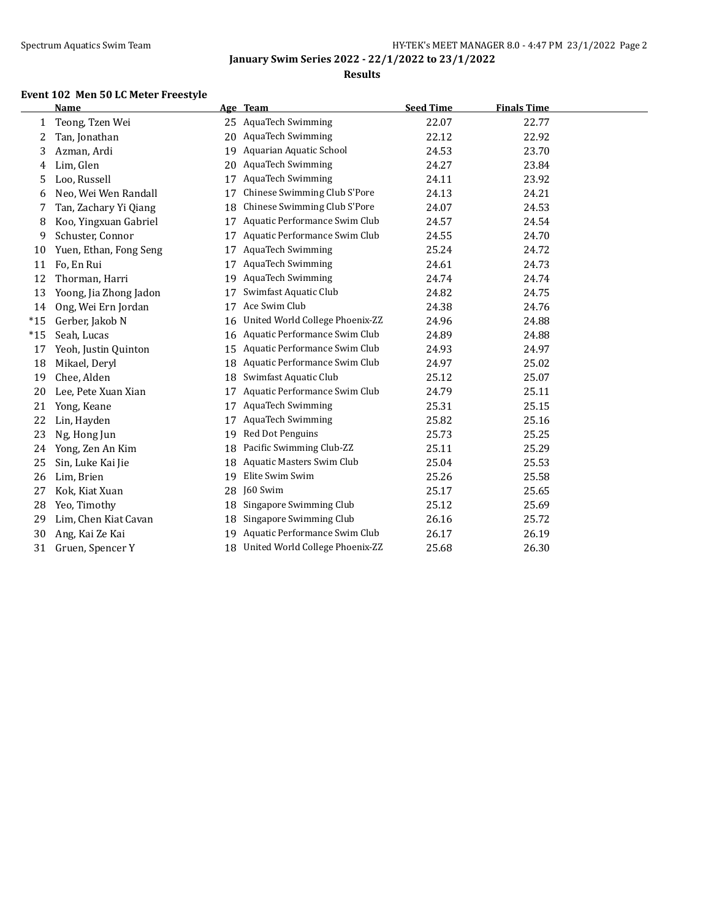January Swim Series 2022 - 22/1/2022 to 23/1/2022

**Results**

### Event 102 Men 50 LC Meter Freestyle

| | Name | Age | Team | Seed Time | Finals Time |
|---|---|---|---|---|---|
| 1 | Teong, Tzen Wei | 25 | AquaTech Swimming | 22.07 | 22.77 |
| 2 | Tan, Jonathan | 20 | AquaTech Swimming | 22.12 | 22.92 |
| 3 | Azman, Ardi | 19 | Aquarian Aquatic School | 24.53 | 23.70 |
| 4 | Lim, Glen | 20 | AquaTech Swimming | 24.27 | 23.84 |
| 5 | Loo, Russell | 17 | AquaTech Swimming | 24.11 | 23.92 |
| 6 | Neo, Wei Wen Randall | 17 | Chinese Swimming Club S'Pore | 24.13 | 24.21 |
| 7 | Tan, Zachary Yi Qiang | 18 | Chinese Swimming Club S'Pore | 24.07 | 24.53 |
| 8 | Koo, Yingxuan Gabriel | 17 | Aquatic Performance Swim Club | 24.57 | 24.54 |
| 9 | Schuster, Connor | 17 | Aquatic Performance Swim Club | 24.55 | 24.70 |
| 10 | Yuen, Ethan, Fong Seng | 17 | AquaTech Swimming | 25.24 | 24.72 |
| 11 | Fo, En Rui | 17 | AquaTech Swimming | 24.61 | 24.73 |
| 12 | Thorman, Harri | 19 | AquaTech Swimming | 24.74 | 24.74 |
| 13 | Yoong, Jia Zhong Jadon | 17 | Swimfast Aquatic Club | 24.82 | 24.75 |
| 14 | Ong, Wei Ern Jordan | 17 | Ace Swim Club | 24.38 | 24.76 |
| *15 | Gerber, Jakob N | 16 | United World College Phoenix-ZZ | 24.96 | 24.88 |
| *15 | Seah, Lucas | 16 | Aquatic Performance Swim Club | 24.89 | 24.88 |
| 17 | Yeoh, Justin Quinton | 15 | Aquatic Performance Swim Club | 24.93 | 24.97 |
| 18 | Mikael, Deryl | 18 | Aquatic Performance Swim Club | 24.97 | 25.02 |
| 19 | Chee, Alden | 18 | Swimfast Aquatic Club | 25.12 | 25.07 |
| 20 | Lee, Pete Xuan Xian | 17 | Aquatic Performance Swim Club | 24.79 | 25.11 |
| 21 | Yong, Keane | 17 | AquaTech Swimming | 25.31 | 25.15 |
| 22 | Lin, Hayden | 17 | AquaTech Swimming | 25.82 | 25.16 |
| 23 | Ng, Hong Jun | 19 | Red Dot Penguins | 25.73 | 25.25 |
| 24 | Yong, Zen An Kim | 18 | Pacific Swimming Club-ZZ | 25.11 | 25.29 |
| 25 | Sin, Luke Kai Jie | 18 | Aquatic Masters Swim Club | 25.04 | 25.53 |
| 26 | Lim, Brien | 19 | Elite Swim Swim | 25.26 | 25.58 |
| 27 | Kok, Kiat Xuan | 28 | J60 Swim | 25.17 | 25.65 |
| 28 | Yeo, Timothy | 18 | Singapore Swimming Club | 25.12 | 25.69 |
| 29 | Lim, Chen Kiat Cavan | 18 | Singapore Swimming Club | 26.16 | 25.72 |
| 30 | Ang, Kai Ze Kai | 19 | Aquatic Performance Swim Club | 26.17 | 26.19 |
| 31 | Gruen, Spencer Y | 18 | United World College Phoenix-ZZ | 25.68 | 26.30 |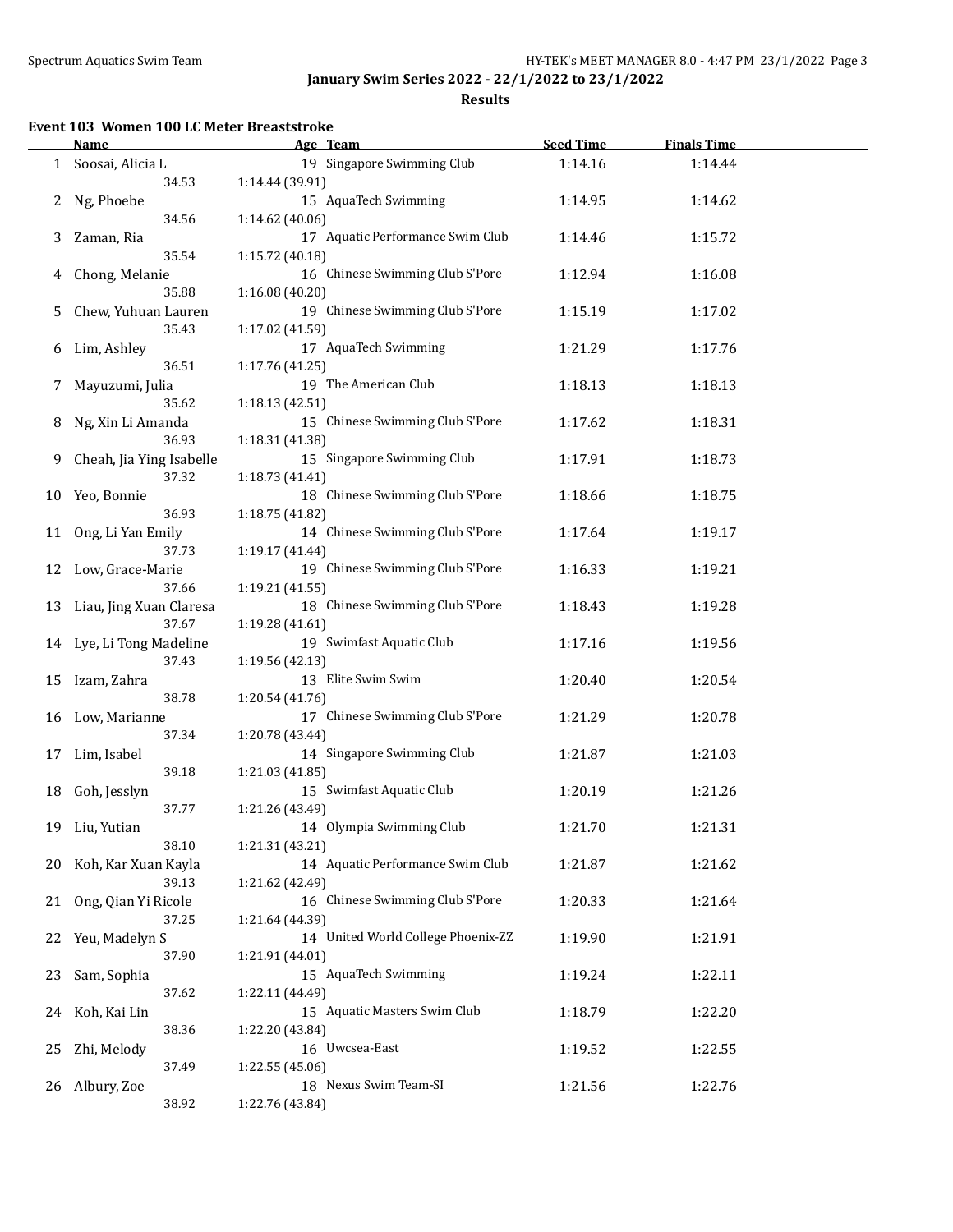**January Swim Series 2022 - 22/1/2022 to 23/1/2022**

**Results**

### Event 103 Women 100 LC Meter Breaststroke

| | Name | Age | Team | Seed Time | Finals Time |
|---|---|---|---|---|---|
| 1 | Soosai, Alicia L | 19 | Singapore Swimming Club | 1:14.16 | 1:14.44 |
| | 34.53 | 1:14.44 (39.91) | | | |
| 2 | Ng, Phoebe | 15 | AquaTech Swimming | 1:14.95 | 1:14.62 |
| | 34.56 | 1:14.62 (40.06) | | | |
| 3 | Zaman, Ria | 17 | Aquatic Performance Swim Club | 1:14.46 | 1:15.72 |
| | 35.54 | 1:15.72 (40.18) | | | |
| 4 | Chong, Melanie | 16 | Chinese Swimming Club S'Pore | 1:12.94 | 1:16.08 |
| | 35.88 | 1:16.08 (40.20) | | | |
| 5 | Chew, Yuhuan Lauren | 19 | Chinese Swimming Club S'Pore | 1:15.19 | 1:17.02 |
| | 35.43 | 1:17.02 (41.59) | | | |
| 6 | Lim, Ashley | 17 | AquaTech Swimming | 1:21.29 | 1:17.76 |
| | 36.51 | 1:17.76 (41.25) | | | |
| 7 | Mayuzumi, Julia | 19 | The American Club | 1:18.13 | 1:18.13 |
| | 35.62 | 1:18.13 (42.51) | | | |
| 8 | Ng, Xin Li Amanda | 15 | Chinese Swimming Club S'Pore | 1:17.62 | 1:18.31 |
| | 36.93 | 1:18.31 (41.38) | | | |
| 9 | Cheah, Jia Ying Isabelle | 15 | Singapore Swimming Club | 1:17.91 | 1:18.73 |
| | 37.32 | 1:18.73 (41.41) | | | |
| 10 | Yeo, Bonnie | 18 | Chinese Swimming Club S'Pore | 1:18.66 | 1:18.75 |
| | 36.93 | 1:18.75 (41.82) | | | |
| 11 | Ong, Li Yan Emily | 14 | Chinese Swimming Club S'Pore | 1:17.64 | 1:19.17 |
| | 37.73 | 1:19.17 (41.44) | | | |
| 12 | Low, Grace-Marie | 19 | Chinese Swimming Club S'Pore | 1:16.33 | 1:19.21 |
| | 37.66 | 1:19.21 (41.55) | | | |
| 13 | Liau, Jing Xuan Claresa | 18 | Chinese Swimming Club S'Pore | 1:18.43 | 1:19.28 |
| | 37.67 | 1:19.28 (41.61) | | | |
| 14 | Lye, Li Tong Madeline | 19 | Swimfast Aquatic Club | 1:17.16 | 1:19.56 |
| | 37.43 | 1:19.56 (42.13) | | | |
| 15 | Izam, Zahra | 13 | Elite Swim Swim | 1:20.40 | 1:20.54 |
| | 38.78 | 1:20.54 (41.76) | | | |
| 16 | Low, Marianne | 17 | Chinese Swimming Club S'Pore | 1:21.29 | 1:20.78 |
| | 37.34 | 1:20.78 (43.44) | | | |
| 17 | Lim, Isabel | 14 | Singapore Swimming Club | 1:21.87 | 1:21.03 |
| | 39.18 | 1:21.03 (41.85) | | | |
| 18 | Goh, Jesslyn | 15 | Swimfast Aquatic Club | 1:20.19 | 1:21.26 |
| | 37.77 | 1:21.26 (43.49) | | | |
| 19 | Liu, Yutian | 14 | Olympia Swimming Club | 1:21.70 | 1:21.31 |
| | 38.10 | 1:21.31 (43.21) | | | |
| 20 | Koh, Kar Xuan Kayla | 14 | Aquatic Performance Swim Club | 1:21.87 | 1:21.62 |
| | 39.13 | 1:21.62 (42.49) | | | |
| 21 | Ong, Qian Yi Ricole | 16 | Chinese Swimming Club S'Pore | 1:20.33 | 1:21.64 |
| | 37.25 | 1:21.64 (44.39) | | | |
| 22 | Yeu, Madelyn S | 14 | United World College Phoenix-ZZ | 1:19.90 | 1:21.91 |
| | 37.90 | 1:21.91 (44.01) | | | |
| 23 | Sam, Sophia | 15 | AquaTech Swimming | 1:19.24 | 1:22.11 |
| | 37.62 | 1:22.11 (44.49) | | | |
| 24 | Koh, Kai Lin | 15 | Aquatic Masters Swim Club | 1:18.79 | 1:22.20 |
| | 38.36 | 1:22.20 (43.84) | | | |
| 25 | Zhi, Melody | 16 | Uwcsea-East | 1:19.52 | 1:22.55 |
| | 37.49 | 1:22.55 (45.06) | | | |
| 26 | Albury, Zoe | 18 | Nexus Swim Team-SI | 1:21.56 | 1:22.76 |
| | 38.92 | 1:22.76 (43.84) | | | |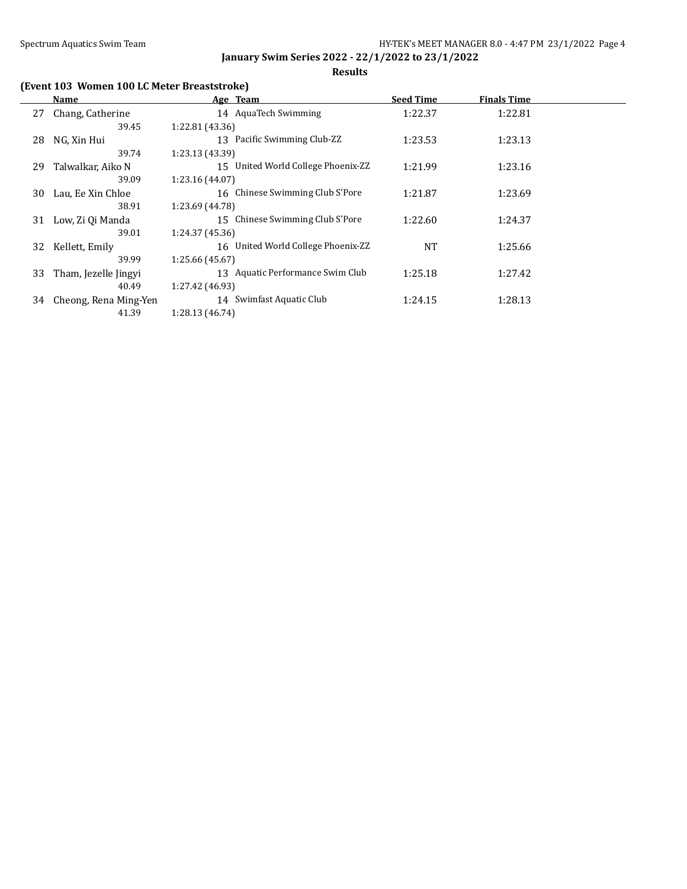## January Swim Series 2022 - 22/1/2022 to 23/1/2022

### Results

#### (Event 103 Women 100 LC Meter Breaststroke)

| | Name | Age | Team | Seed Time | Finals Time |
|---|---|---|---|---|---|
| 27 | Chang, Catherine | 14 | AquaTech Swimming | 1:22.37 | 1:22.81 |
| | 39.45 | 1:22.81 (43.36) | | | |
| 28 | NG, Xin Hui | 13 | Pacific Swimming Club-ZZ | 1:23.53 | 1:23.13 |
| | 39.74 | 1:23.13 (43.39) | | | |
| 29 | Talwalkar, Aiko N | 15 | United World College Phoenix-ZZ | 1:21.99 | 1:23.16 |
| | 39.09 | 1:23.16 (44.07) | | | |
| 30 | Lau, Ee Xin Chloe | 16 | Chinese Swimming Club S'Pore | 1:21.87 | 1:23.69 |
| | 38.91 | 1:23.69 (44.78) | | | |
| 31 | Low, Zi Qi Manda | 15 | Chinese Swimming Club S'Pore | 1:22.60 | 1:24.37 |
| | 39.01 | 1:24.37 (45.36) | | | |
| 32 | Kellett, Emily | 16 | United World College Phoenix-ZZ | NT | 1:25.66 |
| | 39.99 | 1:25.66 (45.67) | | | |
| 33 | Tham, Jezelle Jingyi | 13 | Aquatic Performance Swim Club | 1:25.18 | 1:27.42 |
| | 40.49 | 1:27.42 (46.93) | | | |
| 34 | Cheong, Rena Ming-Yen | 14 | Swimfast Aquatic Club | 1:24.15 | 1:28.13 |
| | 41.39 | 1:28.13 (46.74) | | | |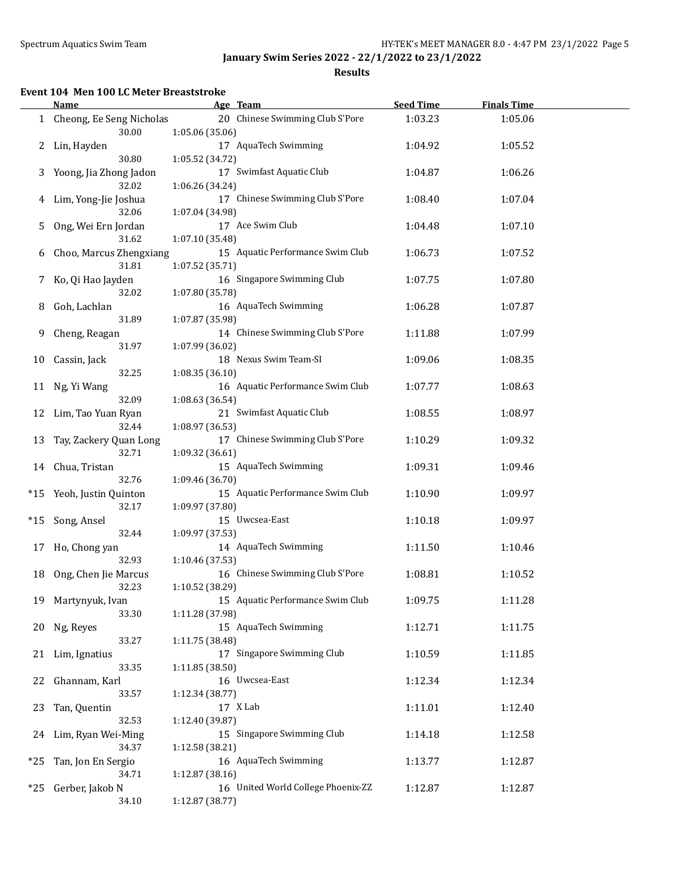**January Swim Series 2022 - 22/1/2022 to 23/1/2022**

**Results**

### Event 104 Men 100 LC Meter Breaststroke

| | Name | Age | Team | Seed Time | Finals Time |
|---|---|---|---|---|---|
| 1 | Cheong, Ee Seng Nicholas | 20 | Chinese Swimming Club S'Pore | 1:03.23 | 1:05.06 |
| | 30.00 | 1:05.06 (35.06) | | | |
| 2 | Lin, Hayden | 17 | AquaTech Swimming | 1:04.92 | 1:05.52 |
| | 30.80 | 1:05.52 (34.72) | | | |
| 3 | Yoong, Jia Zhong Jadon | 17 | Swimfast Aquatic Club | 1:04.87 | 1:06.26 |
| | 32.02 | 1:06.26 (34.24) | | | |
| 4 | Lim, Yong-Jie Joshua | 17 | Chinese Swimming Club S'Pore | 1:08.40 | 1:07.04 |
| | 32.06 | 1:07.04 (34.98) | | | |
| 5 | Ong, Wei Ern Jordan | 17 | Ace Swim Club | 1:04.48 | 1:07.10 |
| | 31.62 | 1:07.10 (35.48) | | | |
| 6 | Choo, Marcus Zhengxiang | 15 | Aquatic Performance Swim Club | 1:06.73 | 1:07.52 |
| | 31.81 | 1:07.52 (35.71) | | | |
| 7 | Ko, Qi Hao Jayden | 16 | Singapore Swimming Club | 1:07.75 | 1:07.80 |
| | 32.02 | 1:07.80 (35.78) | | | |
| 8 | Goh, Lachlan | 16 | AquaTech Swimming | 1:06.28 | 1:07.87 |
| | 31.89 | 1:07.87 (35.98) | | | |
| 9 | Cheng, Reagan | 14 | Chinese Swimming Club S'Pore | 1:11.88 | 1:07.99 |
| | 31.97 | 1:07.99 (36.02) | | | |
| 10 | Cassin, Jack | 18 | Nexus Swim Team-SI | 1:09.06 | 1:08.35 |
| | 32.25 | 1:08.35 (36.10) | | | |
| 11 | Ng, Yi Wang | 16 | Aquatic Performance Swim Club | 1:07.77 | 1:08.63 |
| | 32.09 | 1:08.63 (36.54) | | | |
| 12 | Lim, Tao Yuan Ryan | 21 | Swimfast Aquatic Club | 1:08.55 | 1:08.97 |
| | 32.44 | 1:08.97 (36.53) | | | |
| 13 | Tay, Zackery Quan Long | 17 | Chinese Swimming Club S'Pore | 1:10.29 | 1:09.32 |
| | 32.71 | 1:09.32 (36.61) | | | |
| 14 | Chua, Tristan | 15 | AquaTech Swimming | 1:09.31 | 1:09.46 |
| | 32.76 | 1:09.46 (36.70) | | | |
| *15 | Yeoh, Justin Quinton | 15 | Aquatic Performance Swim Club | 1:10.90 | 1:09.97 |
| | 32.17 | 1:09.97 (37.80) | | | |
| *15 | Song, Ansel | 15 | Uwcsea-East | 1:10.18 | 1:09.97 |
| | 32.44 | 1:09.97 (37.53) | | | |
| 17 | Ho, Chong yan | 14 | AquaTech Swimming | 1:11.50 | 1:10.46 |
| | 32.93 | 1:10.46 (37.53) | | | |
| 18 | Ong, Chen Jie Marcus | 16 | Chinese Swimming Club S'Pore | 1:08.81 | 1:10.52 |
| | 32.23 | 1:10.52 (38.29) | | | |
| 19 | Martynyuk, Ivan | 15 | Aquatic Performance Swim Club | 1:09.75 | 1:11.28 |
| | 33.30 | 1:11.28 (37.98) | | | |
| 20 | Ng, Reyes | 15 | AquaTech Swimming | 1:12.71 | 1:11.75 |
| | 33.27 | 1:11.75 (38.48) | | | |
| 21 | Lim, Ignatius | 17 | Singapore Swimming Club | 1:10.59 | 1:11.85 |
| | 33.35 | 1:11.85 (38.50) | | | |
| 22 | Ghannam, Karl | 16 | Uwcsea-East | 1:12.34 | 1:12.34 |
| | 33.57 | 1:12.34 (38.77) | | | |
| 23 | Tan, Quentin | 17 | X Lab | 1:11.01 | 1:12.40 |
| | 32.53 | 1:12.40 (39.87) | | | |
| 24 | Lim, Ryan Wei-Ming | 15 | Singapore Swimming Club | 1:14.18 | 1:12.58 |
| | 34.37 | 1:12.58 (38.21) | | | |
| *25 | Tan, Jon En Sergio | 16 | AquaTech Swimming | 1:13.77 | 1:12.87 |
| | 34.71 | 1:12.87 (38.16) | | | |
| *25 | Gerber, Jakob N | 16 | United World College Phoenix-ZZ | 1:12.87 | 1:12.87 |
| | 34.10 | 1:12.87 (38.77) | | | |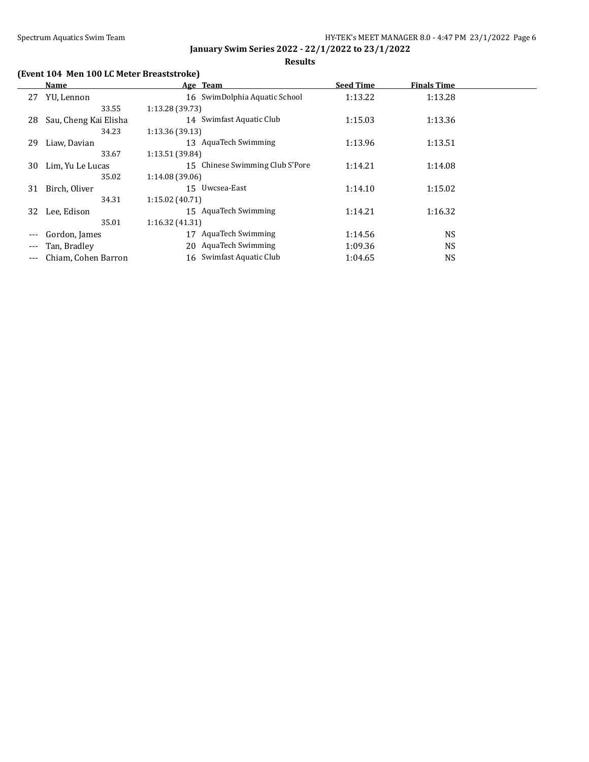January Swim Series 2022 - 22/1/2022 to 23/1/2022

**Results**

### (Event 104 Men 100 LC Meter Breaststroke)

| | Name | Age | Team | Seed Time | Finals Time |
|---|---|---|---|---|---|
| 27 | YU, Lennon | 16 | SwimDolphia Aquatic School | 1:13.22 | 1:13.28 |
| | 33.55 | 1:13.28 (39.73) | | | |
| 28 | Sau, Cheng Kai Elisha | 14 | Swimfast Aquatic Club | 1:15.03 | 1:13.36 |
| | 34.23 | 1:13.36 (39.13) | | | |
| 29 | Liaw, Davian | 13 | AquaTech Swimming | 1:13.96 | 1:13.51 |
| | 33.67 | 1:13.51 (39.84) | | | |
| 30 | Lim, Yu Le Lucas | 15 | Chinese Swimming Club S'Pore | 1:14.21 | 1:14.08 |
| | 35.02 | 1:14.08 (39.06) | | | |
| 31 | Birch, Oliver | 15 | Uwcsea-East | 1:14.10 | 1:15.02 |
| | 34.31 | 1:15.02 (40.71) | | | |
| 32 | Lee, Edison | 15 | AquaTech Swimming | 1:14.21 | 1:16.32 |
| | 35.01 | 1:16.32 (41.31) | | | |
| --- | Gordon, James | 17 | AquaTech Swimming | 1:14.56 | NS |
| --- | Tan, Bradley | 20 | AquaTech Swimming | 1:09.36 | NS |
| --- | Chiam, Cohen Barron | 16 | Swimfast Aquatic Club | 1:04.65 | NS |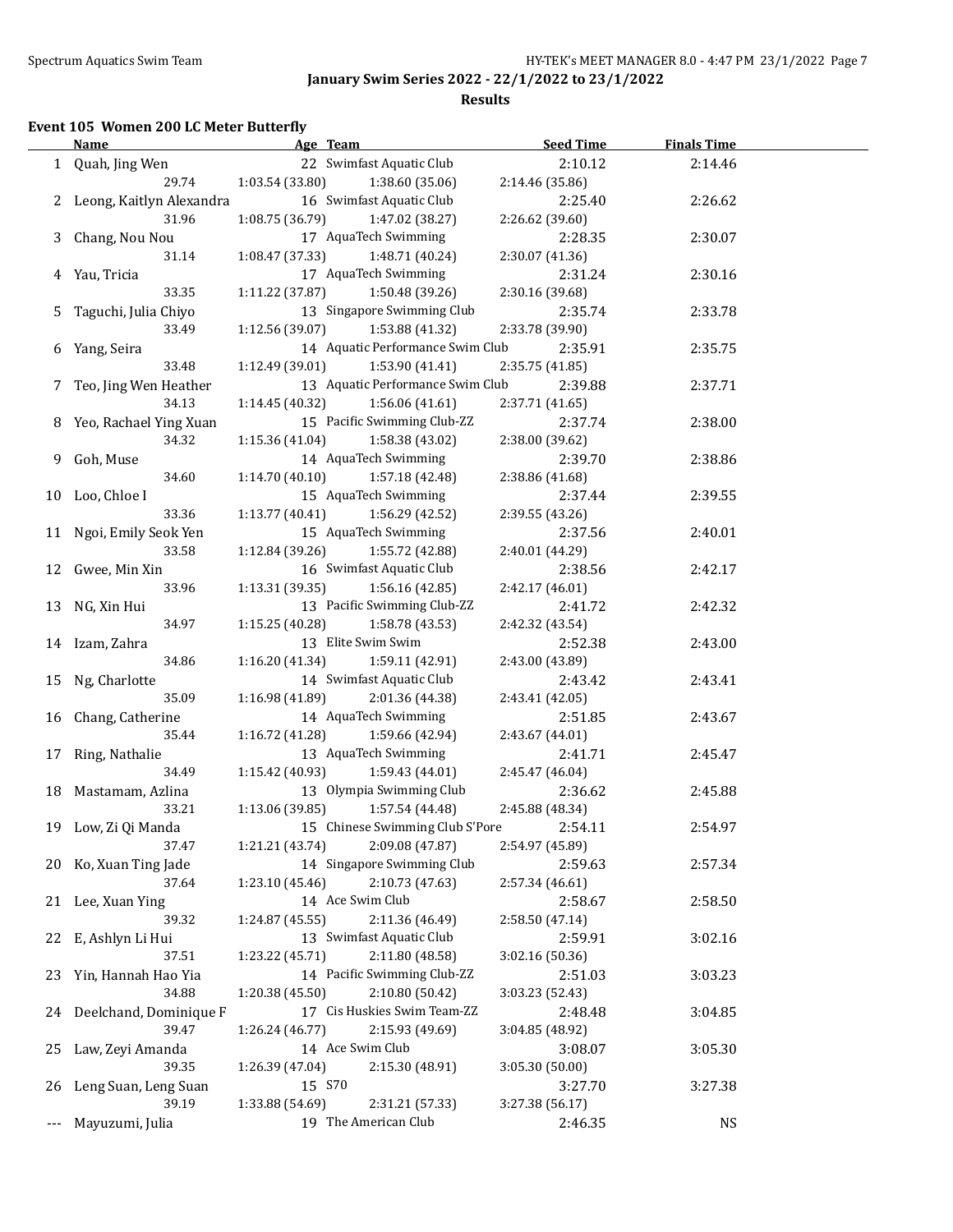## January Swim Series 2022 - 22/1/2022 to 23/1/2022

### Results

#### Event 105 Women 200 LC Meter Butterfly

| | Name | Age | Team | Seed Time | Finals Time |
|---|---|---|---|---|---|
| 1 | Quah, Jing Wen | 22 | Swimfast Aquatic Club | 2:10.12 | 2:14.46 |
| | 29.74 | 1:03.54 (33.80) | 1:38.60 (35.06) | 2:14.46 (35.86) | |
| 2 | Leong, Kaitlyn Alexandra | 16 | Swimfast Aquatic Club | 2:25.40 | 2:26.62 |
| | 31.96 | 1:08.75 (36.79) | 1:47.02 (38.27) | 2:26.62 (39.60) | |
| 3 | Chang, Nou Nou | 17 | AquaTech Swimming | 2:28.35 | 2:30.07 |
| | 31.14 | 1:08.47 (37.33) | 1:48.71 (40.24) | 2:30.07 (41.36) | |
| 4 | Yau, Tricia | 17 | AquaTech Swimming | 2:31.24 | 2:30.16 |
| | 33.35 | 1:11.22 (37.87) | 1:50.48 (39.26) | 2:30.16 (39.68) | |
| 5 | Taguchi, Julia Chiyo | 13 | Singapore Swimming Club | 2:35.74 | 2:33.78 |
| | 33.49 | 1:12.56 (39.07) | 1:53.88 (41.32) | 2:33.78 (39.90) | |
| 6 | Yang, Seira | 14 | Aquatic Performance Swim Club | 2:35.91 | 2:35.75 |
| | 33.48 | 1:12.49 (39.01) | 1:53.90 (41.41) | 2:35.75 (41.85) | |
| 7 | Teo, Jing Wen Heather | 13 | Aquatic Performance Swim Club | 2:39.88 | 2:37.71 |
| | 34.13 | 1:14.45 (40.32) | 1:56.06 (41.61) | 2:37.71 (41.65) | |
| 8 | Yeo, Rachael Ying Xuan | 15 | Pacific Swimming Club-ZZ | 2:37.74 | 2:38.00 |
| | 34.32 | 1:15.36 (41.04) | 1:58.38 (43.02) | 2:38.00 (39.62) | |
| 9 | Goh, Muse | 14 | AquaTech Swimming | 2:39.70 | 2:38.86 |
| | 34.60 | 1:14.70 (40.10) | 1:57.18 (42.48) | 2:38.86 (41.68) | |
| 10 | Loo, Chloe I | 15 | AquaTech Swimming | 2:37.44 | 2:39.55 |
| | 33.36 | 1:13.77 (40.41) | 1:56.29 (42.52) | 2:39.55 (43.26) | |
| 11 | Ngoi, Emily Seok Yen | 15 | AquaTech Swimming | 2:37.56 | 2:40.01 |
| | 33.58 | 1:12.84 (39.26) | 1:55.72 (42.88) | 2:40.01 (44.29) | |
| 12 | Gwee, Min Xin | 16 | Swimfast Aquatic Club | 2:38.56 | 2:42.17 |
| | 33.96 | 1:13.31 (39.35) | 1:56.16 (42.85) | 2:42.17 (46.01) | |
| 13 | NG, Xin Hui | 13 | Pacific Swimming Club-ZZ | 2:41.72 | 2:42.32 |
| | 34.97 | 1:15.25 (40.28) | 1:58.78 (43.53) | 2:42.32 (43.54) | |
| 14 | Izam, Zahra | 13 | Elite Swim Swim | 2:52.38 | 2:43.00 |
| | 34.86 | 1:16.20 (41.34) | 1:59.11 (42.91) | 2:43.00 (43.89) | |
| 15 | Ng, Charlotte | 14 | Swimfast Aquatic Club | 2:43.42 | 2:43.41 |
| | 35.09 | 1:16.98 (41.89) | 2:01.36 (44.38) | 2:43.41 (42.05) | |
| 16 | Chang, Catherine | 14 | AquaTech Swimming | 2:51.85 | 2:43.67 |
| | 35.44 | 1:16.72 (41.28) | 1:59.66 (42.94) | 2:43.67 (44.01) | |
| 17 | Ring, Nathalie | 13 | AquaTech Swimming | 2:41.71 | 2:45.47 |
| | 34.49 | 1:15.42 (40.93) | 1:59.43 (44.01) | 2:45.47 (46.04) | |
| 18 | Mastamam, Azlina | 13 | Olympia Swimming Club | 2:36.62 | 2:45.88 |
| | 33.21 | 1:13.06 (39.85) | 1:57.54 (44.48) | 2:45.88 (48.34) | |
| 19 | Low, Zi Qi Manda | 15 | Chinese Swimming Club S'Pore | 2:54.11 | 2:54.97 |
| | 37.47 | 1:21.21 (43.74) | 2:09.08 (47.87) | 2:54.97 (45.89) | |
| 20 | Ko, Xuan Ting Jade | 14 | Singapore Swimming Club | 2:59.63 | 2:57.34 |
| | 37.64 | 1:23.10 (45.46) | 2:10.73 (47.63) | 2:57.34 (46.61) | |
| 21 | Lee, Xuan Ying | 14 | Ace Swim Club | 2:58.67 | 2:58.50 |
| | 39.32 | 1:24.87 (45.55) | 2:11.36 (46.49) | 2:58.50 (47.14) | |
| 22 | E, Ashlyn Li Hui | 13 | Swimfast Aquatic Club | 2:59.91 | 3:02.16 |
| | 37.51 | 1:23.22 (45.71) | 2:11.80 (48.58) | 3:02.16 (50.36) | |
| 23 | Yin, Hannah Hao Yia | 14 | Pacific Swimming Club-ZZ | 2:51.03 | 3:03.23 |
| | 34.88 | 1:20.38 (45.50) | 2:10.80 (50.42) | 3:03.23 (52.43) | |
| 24 | Deelchand, Dominique F | 17 | Cis Huskies Swim Team-ZZ | 2:48.48 | 3:04.85 |
| | 39.47 | 1:26.24 (46.77) | 2:15.93 (49.69) | 3:04.85 (48.92) | |
| 25 | Law, Zeyi Amanda | 14 | Ace Swim Club | 3:08.07 | 3:05.30 |
| | 39.35 | 1:26.39 (47.04) | 2:15.30 (48.91) | 3:05.30 (50.00) | |
| 26 | Leng Suan, Leng Suan | 15 | S70 | 3:27.70 | 3:27.38 |
| | 39.19 | 1:33.88 (54.69) | 2:31.21 (57.33) | 3:27.38 (56.17) | |
| --- | Mayuzumi, Julia | 19 | The American Club | 2:46.35 | NS |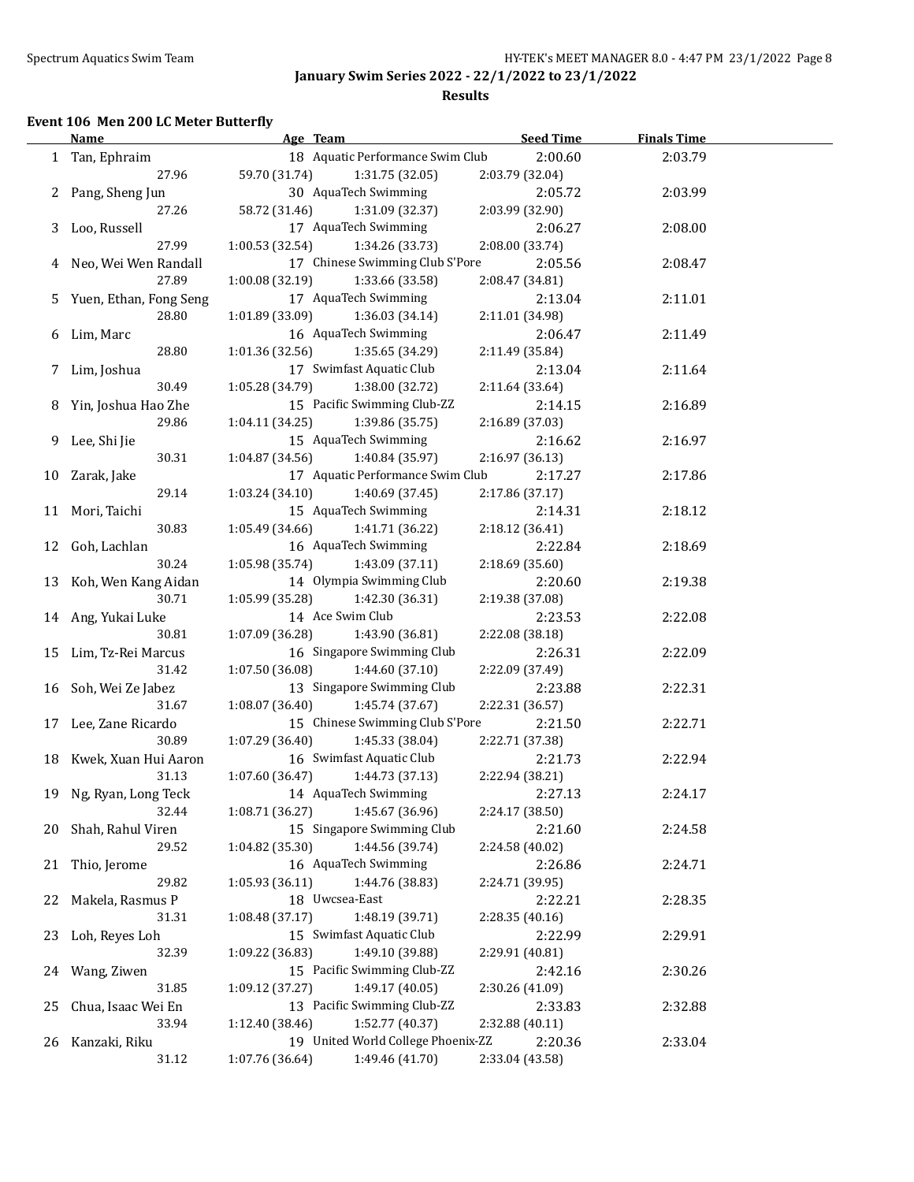## January Swim Series 2022 - 22/1/2022 to 23/1/2022

### Results

#### Event 106 Men 200 LC Meter Butterfly

| | Name | Age | Team | Seed Time | Finals Time |
|---|---|---|---|---|---|
| 1 | Tan, Ephraim | 18 | Aquatic Performance Swim Club | 2:00.60 | 2:03.79 |
| | 27.96 | 59.70 (31.74) | 1:31.75 (32.05) | 2:03.79 (32.04) | |
| 2 | Pang, Sheng Jun | 30 | AquaTech Swimming | 2:05.72 | 2:03.99 |
| | 27.26 | 58.72 (31.46) | 1:31.09 (32.37) | 2:03.99 (32.90) | |
| 3 | Loo, Russell | 17 | AquaTech Swimming | 2:06.27 | 2:08.00 |
| | 27.99 | 1:00.53 (32.54) | 1:34.26 (33.73) | 2:08.00 (33.74) | |
| 4 | Neo, Wei Wen Randall | 17 | Chinese Swimming Club S'Pore | 2:05.56 | 2:08.47 |
| | 27.89 | 1:00.08 (32.19) | 1:33.66 (33.58) | 2:08.47 (34.81) | |
| 5 | Yuen, Ethan, Fong Seng | 17 | AquaTech Swimming | 2:13.04 | 2:11.01 |
| | 28.80 | 1:01.89 (33.09) | 1:36.03 (34.14) | 2:11.01 (34.98) | |
| 6 | Lim, Marc | 16 | AquaTech Swimming | 2:06.47 | 2:11.49 |
| | 28.80 | 1:01.36 (32.56) | 1:35.65 (34.29) | 2:11.49 (35.84) | |
| 7 | Lim, Joshua | 17 | Swimfast Aquatic Club | 2:13.04 | 2:11.64 |
| | 30.49 | 1:05.28 (34.79) | 1:38.00 (32.72) | 2:11.64 (33.64) | |
| 8 | Yin, Joshua Hao Zhe | 15 | Pacific Swimming Club-ZZ | 2:14.15 | 2:16.89 |
| | 29.86 | 1:04.11 (34.25) | 1:39.86 (35.75) | 2:16.89 (37.03) | |
| 9 | Lee, Shi Jie | 15 | AquaTech Swimming | 2:16.62 | 2:16.97 |
| | 30.31 | 1:04.87 (34.56) | 1:40.84 (35.97) | 2:16.97 (36.13) | |
| 10 | Zarak, Jake | 17 | Aquatic Performance Swim Club | 2:17.27 | 2:17.86 |
| | 29.14 | 1:03.24 (34.10) | 1:40.69 (37.45) | 2:17.86 (37.17) | |
| 11 | Mori, Taichi | 15 | AquaTech Swimming | 2:14.31 | 2:18.12 |
| | 30.83 | 1:05.49 (34.66) | 1:41.71 (36.22) | 2:18.12 (36.41) | |
| 12 | Goh, Lachlan | 16 | AquaTech Swimming | 2:22.84 | 2:18.69 |
| | 30.24 | 1:05.98 (35.74) | 1:43.09 (37.11) | 2:18.69 (35.60) | |
| 13 | Koh, Wen Kang Aidan | 14 | Olympia Swimming Club | 2:20.60 | 2:19.38 |
| | 30.71 | 1:05.99 (35.28) | 1:42.30 (36.31) | 2:19.38 (37.08) | |
| 14 | Ang, Yukai Luke | 14 | Ace Swim Club | 2:23.53 | 2:22.08 |
| | 30.81 | 1:07.09 (36.28) | 1:43.90 (36.81) | 2:22.08 (38.18) | |
| 15 | Lim, Tz-Rei Marcus | 16 | Singapore Swimming Club | 2:26.31 | 2:22.09 |
| | 31.42 | 1:07.50 (36.08) | 1:44.60 (37.10) | 2:22.09 (37.49) | |
| 16 | Soh, Wei Ze Jabez | 13 | Singapore Swimming Club | 2:23.88 | 2:22.31 |
| | 31.67 | 1:08.07 (36.40) | 1:45.74 (37.67) | 2:22.31 (36.57) | |
| 17 | Lee, Zane Ricardo | 15 | Chinese Swimming Club S'Pore | 2:21.50 | 2:22.71 |
| | 30.89 | 1:07.29 (36.40) | 1:45.33 (38.04) | 2:22.71 (37.38) | |
| 18 | Kwek, Xuan Hui Aaron | 16 | Swimfast Aquatic Club | 2:21.73 | 2:22.94 |
| | 31.13 | 1:07.60 (36.47) | 1:44.73 (37.13) | 2:22.94 (38.21) | |
| 19 | Ng, Ryan, Long Teck | 14 | AquaTech Swimming | 2:27.13 | 2:24.17 |
| | 32.44 | 1:08.71 (36.27) | 1:45.67 (36.96) | 2:24.17 (38.50) | |
| 20 | Shah, Rahul Viren | 15 | Singapore Swimming Club | 2:21.60 | 2:24.58 |
| | 29.52 | 1:04.82 (35.30) | 1:44.56 (39.74) | 2:24.58 (40.02) | |
| 21 | Thio, Jerome | 16 | AquaTech Swimming | 2:26.86 | 2:24.71 |
| | 29.82 | 1:05.93 (36.11) | 1:44.76 (38.83) | 2:24.71 (39.95) | |
| 22 | Makela, Rasmus P | 18 | Uwcsea-East | 2:22.21 | 2:28.35 |
| | 31.31 | 1:08.48 (37.17) | 1:48.19 (39.71) | 2:28.35 (40.16) | |
| 23 | Loh, Reyes Loh | 15 | Swimfast Aquatic Club | 2:22.99 | 2:29.91 |
| | 32.39 | 1:09.22 (36.83) | 1:49.10 (39.88) | 2:29.91 (40.81) | |
| 24 | Wang, Ziwen | 15 | Pacific Swimming Club-ZZ | 2:42.16 | 2:30.26 |
| | 31.85 | 1:09.12 (37.27) | 1:49.17 (40.05) | 2:30.26 (41.09) | |
| 25 | Chua, Isaac Wei En | 13 | Pacific Swimming Club-ZZ | 2:33.83 | 2:32.88 |
| | 33.94 | 1:12.40 (38.46) | 1:52.77 (40.37) | 2:32.88 (40.11) | |
| 26 | Kanzaki, Riku | 19 | United World College Phoenix-ZZ | 2:20.36 | 2:33.04 |
| | 31.12 | 1:07.76 (36.64) | 1:49.46 (41.70) | 2:33.04 (43.58) | |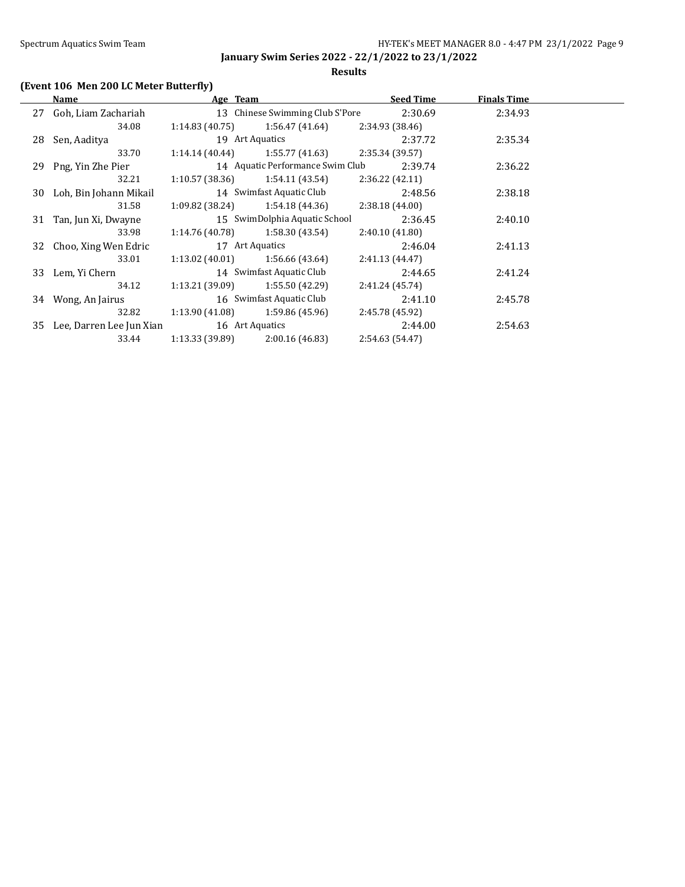## January Swim Series 2022 - 22/1/2022 to 23/1/2022

### Results

**(Event 106 Men 200 LC Meter Butterfly)**

| | Name | Age | Team | Seed Time | Finals Time |
|---|---|---|---|---|---|
| 27 | Goh, Liam Zachariah | 13 | Chinese Swimming Club S'Pore | 2:30.69 | 2:34.93 |
| | 34.08 | 1:14.83 (40.75) | 1:56.47 (41.64) | 2:34.93 (38.46) | |
| 28 | Sen, Aaditya | 19 | Art Aquatics | 2:37.72 | 2:35.34 |
| | 33.70 | 1:14.14 (40.44) | 1:55.77 (41.63) | 2:35.34 (39.57) | |
| 29 | Png, Yin Zhe Pier | 14 | Aquatic Performance Swim Club | 2:39.74 | 2:36.22 |
| | 32.21 | 1:10.57 (38.36) | 1:54.11 (43.54) | 2:36.22 (42.11) | |
| 30 | Loh, Bin Johann Mikail | 14 | Swimfast Aquatic Club | 2:48.56 | 2:38.18 |
| | 31.58 | 1:09.82 (38.24) | 1:54.18 (44.36) | 2:38.18 (44.00) | |
| 31 | Tan, Jun Xi, Dwayne | 15 | SwimDolphia Aquatic School | 2:36.45 | 2:40.10 |
| | 33.98 | 1:14.76 (40.78) | 1:58.30 (43.54) | 2:40.10 (41.80) | |
| 32 | Choo, Xing Wen Edric | 17 | Art Aquatics | 2:46.04 | 2:41.13 |
| | 33.01 | 1:13.02 (40.01) | 1:56.66 (43.64) | 2:41.13 (44.47) | |
| 33 | Lem, Yi Chern | 14 | Swimfast Aquatic Club | 2:44.65 | 2:41.24 |
| | 34.12 | 1:13.21 (39.09) | 1:55.50 (42.29) | 2:41.24 (45.74) | |
| 34 | Wong, An Jairus | 16 | Swimfast Aquatic Club | 2:41.10 | 2:45.78 |
| | 32.82 | 1:13.90 (41.08) | 1:59.86 (45.96) | 2:45.78 (45.92) | |
| 35 | Lee, Darren Lee Jun Xian | 16 | Art Aquatics | 2:44.00 | 2:54.63 |
| | 33.44 | 1:13.33 (39.89) | 2:00.16 (46.83) | 2:54.63 (54.47) | |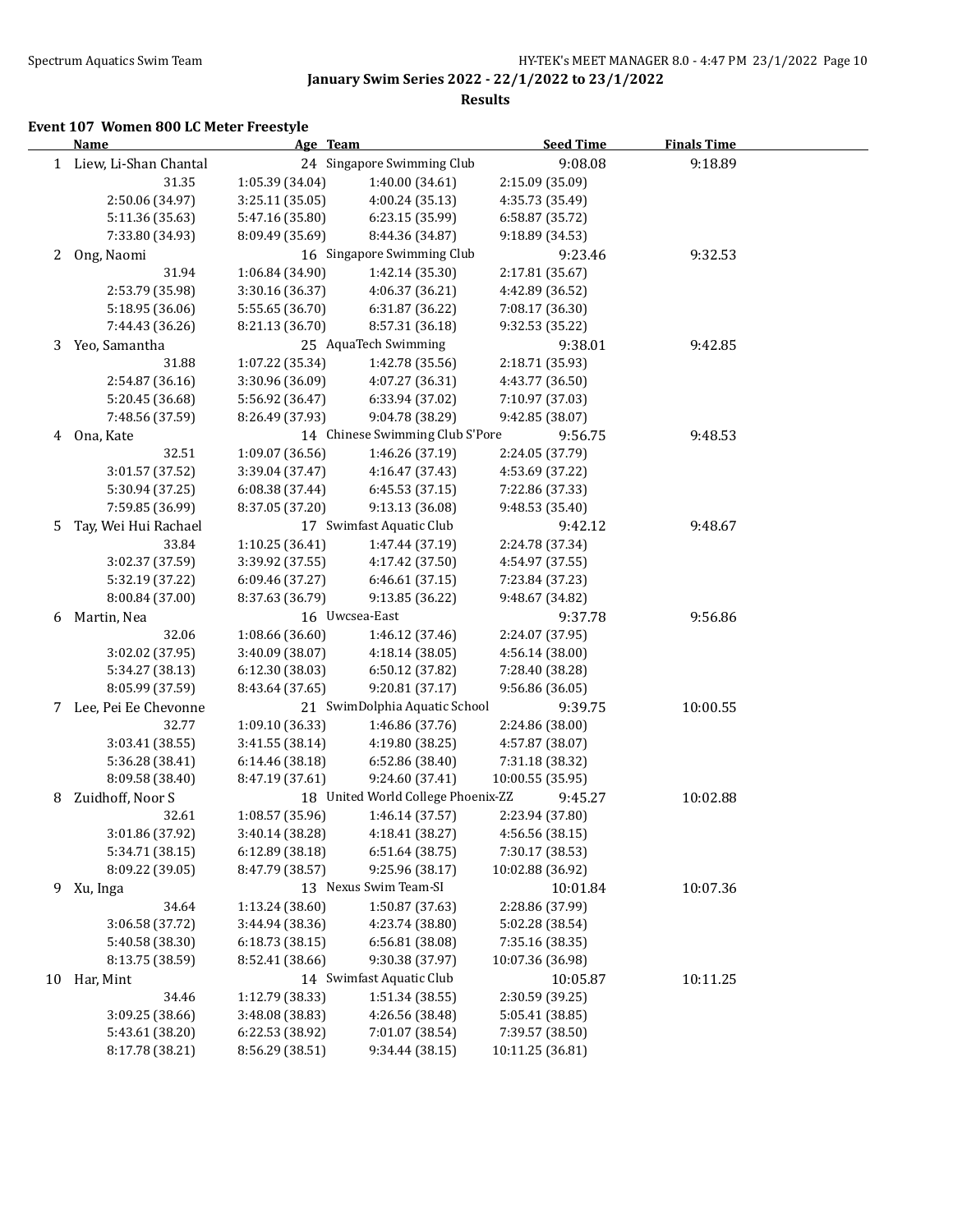## January Swim Series 2022 - 22/1/2022 to 23/1/2022

### Results

#### Event 107 Women 800 LC Meter Freestyle

| | Name | Age | Team | Seed Time | Finals Time |
|---|---|---|---|---|---|
| 1 | Liew, Li-Shan Chantal | 24 | Singapore Swimming Club | 9:08.08 | 9:18.89 |
| | 31.35 | 1:05.39 (34.04) | 1:40.00 (34.61) | 2:15.09 (35.09) | |
| | 2:50.06 (34.97) | 3:25.11 (35.05) | 4:00.24 (35.13) | 4:35.73 (35.49) | |
| | 5:11.36 (35.63) | 5:47.16 (35.80) | 6:23.15 (35.99) | 6:58.87 (35.72) | |
| | 7:33.80 (34.93) | 8:09.49 (35.69) | 8:44.36 (34.87) | 9:18.89 (34.53) | |
| 2 | Ong, Naomi | 16 | Singapore Swimming Club | 9:23.46 | 9:32.53 |
| | 31.94 | 1:06.84 (34.90) | 1:42.14 (35.30) | 2:17.81 (35.67) | |
| | 2:53.79 (35.98) | 3:30.16 (36.37) | 4:06.37 (36.21) | 4:42.89 (36.52) | |
| | 5:18.95 (36.06) | 5:55.65 (36.70) | 6:31.87 (36.22) | 7:08.17 (36.30) | |
| | 7:44.43 (36.26) | 8:21.13 (36.70) | 8:57.31 (36.18) | 9:32.53 (35.22) | |
| 3 | Yeo, Samantha | 25 | AquaTech Swimming | 9:38.01 | 9:42.85 |
| | 31.88 | 1:07.22 (35.34) | 1:42.78 (35.56) | 2:18.71 (35.93) | |
| | 2:54.87 (36.16) | 3:30.96 (36.09) | 4:07.27 (36.31) | 4:43.77 (36.50) | |
| | 5:20.45 (36.68) | 5:56.92 (36.47) | 6:33.94 (37.02) | 7:10.97 (37.03) | |
| | 7:48.56 (37.59) | 8:26.49 (37.93) | 9:04.78 (38.29) | 9:42.85 (38.07) | |
| 4 | Ona, Kate | 14 | Chinese Swimming Club S'Pore | 9:56.75 | 9:48.53 |
| | 32.51 | 1:09.07 (36.56) | 1:46.26 (37.19) | 2:24.05 (37.79) | |
| | 3:01.57 (37.52) | 3:39.04 (37.47) | 4:16.47 (37.43) | 4:53.69 (37.22) | |
| | 5:30.94 (37.25) | 6:08.38 (37.44) | 6:45.53 (37.15) | 7:22.86 (37.33) | |
| | 7:59.85 (36.99) | 8:37.05 (37.20) | 9:13.13 (36.08) | 9:48.53 (35.40) | |
| 5 | Tay, Wei Hui Rachael | 17 | Swimfast Aquatic Club | 9:42.12 | 9:48.67 |
| | 33.84 | 1:10.25 (36.41) | 1:47.44 (37.19) | 2:24.78 (37.34) | |
| | 3:02.37 (37.59) | 3:39.92 (37.55) | 4:17.42 (37.50) | 4:54.97 (37.55) | |
| | 5:32.19 (37.22) | 6:09.46 (37.27) | 6:46.61 (37.15) | 7:23.84 (37.23) | |
| | 8:00.84 (37.00) | 8:37.63 (36.79) | 9:13.85 (36.22) | 9:48.67 (34.82) | |
| 6 | Martin, Nea | 16 | Uwcsea-East | 9:37.78 | 9:56.86 |
| | 32.06 | 1:08.66 (36.60) | 1:46.12 (37.46) | 2:24.07 (37.95) | |
| | 3:02.02 (37.95) | 3:40.09 (38.07) | 4:18.14 (38.05) | 4:56.14 (38.00) | |
| | 5:34.27 (38.13) | 6:12.30 (38.03) | 6:50.12 (37.82) | 7:28.40 (38.28) | |
| | 8:05.99 (37.59) | 8:43.64 (37.65) | 9:20.81 (37.17) | 9:56.86 (36.05) | |
| 7 | Lee, Pei Ee Chevonne | 21 | SwimDolphia Aquatic School | 9:39.75 | 10:00.55 |
| | 32.77 | 1:09.10 (36.33) | 1:46.86 (37.76) | 2:24.86 (38.00) | |
| | 3:03.41 (38.55) | 3:41.55 (38.14) | 4:19.80 (38.25) | 4:57.87 (38.07) | |
| | 5:36.28 (38.41) | 6:14.46 (38.18) | 6:52.86 (38.40) | 7:31.18 (38.32) | |
| | 8:09.58 (38.40) | 8:47.19 (37.61) | 9:24.60 (37.41) | 10:00.55 (35.95) | |
| 8 | Zuidhoff, Noor S | 18 | United World College Phoenix-ZZ | 9:45.27 | 10:02.88 |
| | 32.61 | 1:08.57 (35.96) | 1:46.14 (37.57) | 2:23.94 (37.80) | |
| | 3:01.86 (37.92) | 3:40.14 (38.28) | 4:18.41 (38.27) | 4:56.56 (38.15) | |
| | 5:34.71 (38.15) | 6:12.89 (38.18) | 6:51.64 (38.75) | 7:30.17 (38.53) | |
| | 8:09.22 (39.05) | 8:47.79 (38.57) | 9:25.96 (38.17) | 10:02.88 (36.92) | |
| 9 | Xu, Inga | 13 | Nexus Swim Team-SI | 10:01.84 | 10:07.36 |
| | 34.64 | 1:13.24 (38.60) | 1:50.87 (37.63) | 2:28.86 (37.99) | |
| | 3:06.58 (37.72) | 3:44.94 (38.36) | 4:23.74 (38.80) | 5:02.28 (38.54) | |
| | 5:40.58 (38.30) | 6:18.73 (38.15) | 6:56.81 (38.08) | 7:35.16 (38.35) | |
| | 8:13.75 (38.59) | 8:52.41 (38.66) | 9:30.38 (37.97) | 10:07.36 (36.98) | |
| 10 | Har, Mint | 14 | Swimfast Aquatic Club | 10:05.87 | 10:11.25 |
| | 34.46 | 1:12.79 (38.33) | 1:51.34 (38.55) | 2:30.59 (39.25) | |
| | 3:09.25 (38.66) | 3:48.08 (38.83) | 4:26.56 (38.48) | 5:05.41 (38.85) | |
| | 5:43.61 (38.20) | 6:22.53 (38.92) | 7:01.07 (38.54) | 7:39.57 (38.50) | |
| | 8:17.78 (38.21) | 8:56.29 (38.51) | 9:34.44 (38.15) | 10:11.25 (36.81) | |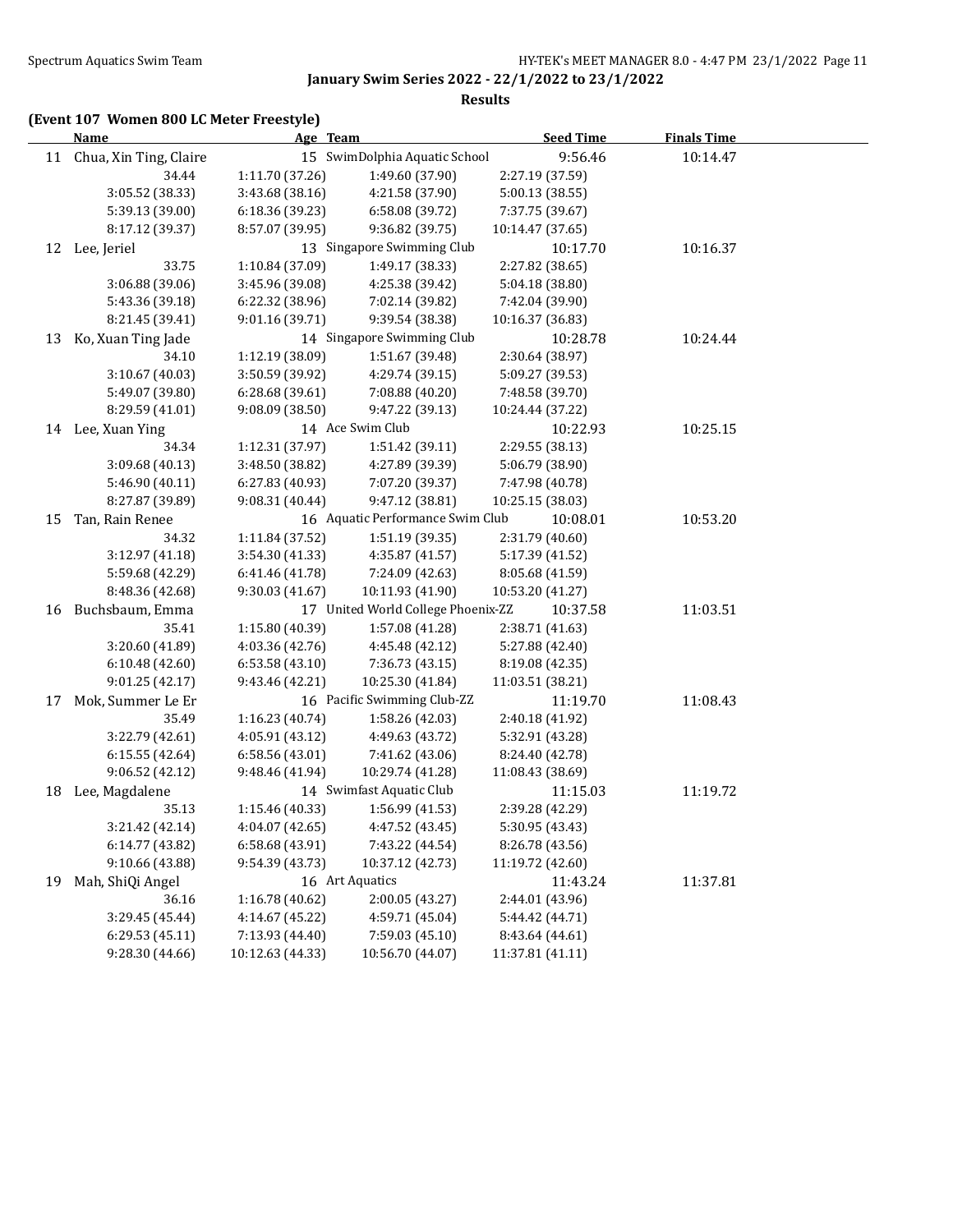**January Swim Series 2022 - 22/1/2022 to 23/1/2022**

**Results**

### (Event 107 Women 800 LC Meter Freestyle)

| | Name | Age | Team | Seed Time | Finals Time |
|---|---|---|---|---|---|
| 11 | Chua, Xin Ting, Claire | 15 | SwimDolphia Aquatic School | 9:56.46 | 10:14.47 |
| | 34.44 | 1:11.70 (37.26) | 1:49.60 (37.90) | 2:27.19 (37.59) | |
| | 3:05.52 (38.33) | 3:43.68 (38.16) | 4:21.58 (37.90) | 5:00.13 (38.55) | |
| | 5:39.13 (39.00) | 6:18.36 (39.23) | 6:58.08 (39.72) | 7:37.75 (39.67) | |
| | 8:17.12 (39.37) | 8:57.07 (39.95) | 9:36.82 (39.75) | 10:14.47 (37.65) | |
| 12 | Lee, Jeriel | 13 | Singapore Swimming Club | 10:17.70 | 10:16.37 |
| | 33.75 | 1:10.84 (37.09) | 1:49.17 (38.33) | 2:27.82 (38.65) | |
| | 3:06.88 (39.06) | 3:45.96 (39.08) | 4:25.38 (39.42) | 5:04.18 (38.80) | |
| | 5:43.36 (39.18) | 6:22.32 (38.96) | 7:02.14 (39.82) | 7:42.04 (39.90) | |
| | 8:21.45 (39.41) | 9:01.16 (39.71) | 9:39.54 (38.38) | 10:16.37 (36.83) | |
| 13 | Ko, Xuan Ting Jade | 14 | Singapore Swimming Club | 10:28.78 | 10:24.44 |
| | 34.10 | 1:12.19 (38.09) | 1:51.67 (39.48) | 2:30.64 (38.97) | |
| | 3:10.67 (40.03) | 3:50.59 (39.92) | 4:29.74 (39.15) | 5:09.27 (39.53) | |
| | 5:49.07 (39.80) | 6:28.68 (39.61) | 7:08.88 (40.20) | 7:48.58 (39.70) | |
| | 8:29.59 (41.01) | 9:08.09 (38.50) | 9:47.22 (39.13) | 10:24.44 (37.22) | |
| 14 | Lee, Xuan Ying | 14 | Ace Swim Club | 10:22.93 | 10:25.15 |
| | 34.34 | 1:12.31 (37.97) | 1:51.42 (39.11) | 2:29.55 (38.13) | |
| | 3:09.68 (40.13) | 3:48.50 (38.82) | 4:27.89 (39.39) | 5:06.79 (38.90) | |
| | 5:46.90 (40.11) | 6:27.83 (40.93) | 7:07.20 (39.37) | 7:47.98 (40.78) | |
| | 8:27.87 (39.89) | 9:08.31 (40.44) | 9:47.12 (38.81) | 10:25.15 (38.03) | |
| 15 | Tan, Rain Renee | 16 | Aquatic Performance Swim Club | 10:08.01 | 10:53.20 |
| | 34.32 | 1:11.84 (37.52) | 1:51.19 (39.35) | 2:31.79 (40.60) | |
| | 3:12.97 (41.18) | 3:54.30 (41.33) | 4:35.87 (41.57) | 5:17.39 (41.52) | |
| | 5:59.68 (42.29) | 6:41.46 (41.78) | 7:24.09 (42.63) | 8:05.68 (41.59) | |
| | 8:48.36 (42.68) | 9:30.03 (41.67) | 10:11.93 (41.90) | 10:53.20 (41.27) | |
| 16 | Buchsbaum, Emma | 17 | United World College Phoenix-ZZ | 10:37.58 | 11:03.51 |
| | 35.41 | 1:15.80 (40.39) | 1:57.08 (41.28) | 2:38.71 (41.63) | |
| | 3:20.60 (41.89) | 4:03.36 (42.76) | 4:45.48 (42.12) | 5:27.88 (42.40) | |
| | 6:10.48 (42.60) | 6:53.58 (43.10) | 7:36.73 (43.15) | 8:19.08 (42.35) | |
| | 9:01.25 (42.17) | 9:43.46 (42.21) | 10:25.30 (41.84) | 11:03.51 (38.21) | |
| 17 | Mok, Summer Le Er | 16 | Pacific Swimming Club-ZZ | 11:19.70 | 11:08.43 |
| | 35.49 | 1:16.23 (40.74) | 1:58.26 (42.03) | 2:40.18 (41.92) | |
| | 3:22.79 (42.61) | 4:05.91 (43.12) | 4:49.63 (43.72) | 5:32.91 (43.28) | |
| | 6:15.55 (42.64) | 6:58.56 (43.01) | 7:41.62 (43.06) | 8:24.40 (42.78) | |
| | 9:06.52 (42.12) | 9:48.46 (41.94) | 10:29.74 (41.28) | 11:08.43 (38.69) | |
| 18 | Lee, Magdalene | 14 | Swimfast Aquatic Club | 11:15.03 | 11:19.72 |
| | 35.13 | 1:15.46 (40.33) | 1:56.99 (41.53) | 2:39.28 (42.29) | |
| | 3:21.42 (42.14) | 4:04.07 (42.65) | 4:47.52 (43.45) | 5:30.95 (43.43) | |
| | 6:14.77 (43.82) | 6:58.68 (43.91) | 7:43.22 (44.54) | 8:26.78 (43.56) | |
| | 9:10.66 (43.88) | 9:54.39 (43.73) | 10:37.12 (42.73) | 11:19.72 (42.60) | |
| 19 | Mah, ShiQi Angel | 16 | Art Aquatics | 11:43.24 | 11:37.81 |
| | 36.16 | 1:16.78 (40.62) | 2:00.05 (43.27) | 2:44.01 (43.96) | |
| | 3:29.45 (45.44) | 4:14.67 (45.22) | 4:59.71 (45.04) | 5:44.42 (44.71) | |
| | 6:29.53 (45.11) | 7:13.93 (44.40) | 7:59.03 (45.10) | 8:43.64 (44.61) | |
| | 9:28.30 (44.66) | 10:12.63 (44.33) | 10:56.70 (44.07) | 11:37.81 (41.11) | |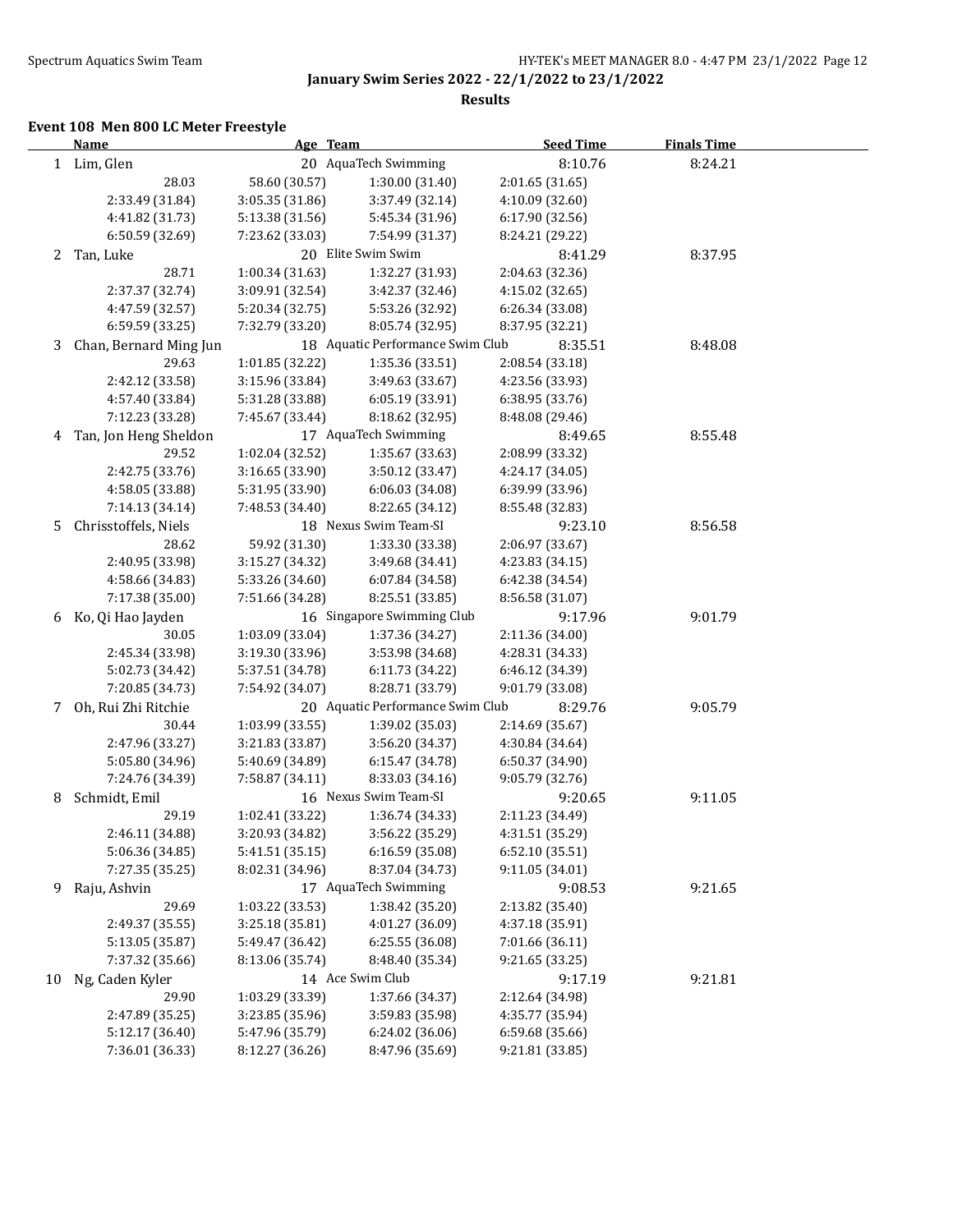January Swim Series 2022 - 22/1/2022 to 23/1/2022

**Results**

### Event 108 Men 800 LC Meter Freestyle

| | Name | Age | Team | Seed Time | Finals Time |
|---|---|---|---|---|---|
| 1 | Lim, Glen | 20 | AquaTech Swimming | 8:10.76 | 8:24.21 |
| | 28.03 | 58.60 (30.57) | 1:30.00 (31.40) | 2:01.65 (31.65) | |
| | 2:33.49 (31.84) | 3:05.35 (31.86) | 3:37.49 (32.14) | 4:10.09 (32.60) | |
| | 4:41.82 (31.73) | 5:13.38 (31.56) | 5:45.34 (31.96) | 6:17.90 (32.56) | |
| | 6:50.59 (32.69) | 7:23.62 (33.03) | 7:54.99 (31.37) | 8:24.21 (29.22) | |
| 2 | Tan, Luke | 20 | Elite Swim Swim | 8:41.29 | 8:37.95 |
| | 28.71 | 1:00.34 (31.63) | 1:32.27 (31.93) | 2:04.63 (32.36) | |
| | 2:37.37 (32.74) | 3:09.91 (32.54) | 3:42.37 (32.46) | 4:15.02 (32.65) | |
| | 4:47.59 (32.57) | 5:20.34 (32.75) | 5:53.26 (32.92) | 6:26.34 (33.08) | |
| | 6:59.59 (33.25) | 7:32.79 (33.20) | 8:05.74 (32.95) | 8:37.95 (32.21) | |
| 3 | Chan, Bernard Ming Jun | 18 | Aquatic Performance Swim Club | 8:35.51 | 8:48.08 |
| | 29.63 | 1:01.85 (32.22) | 1:35.36 (33.51) | 2:08.54 (33.18) | |
| | 2:42.12 (33.58) | 3:15.96 (33.84) | 3:49.63 (33.67) | 4:23.56 (33.93) | |
| | 4:57.40 (33.84) | 5:31.28 (33.88) | 6:05.19 (33.91) | 6:38.95 (33.76) | |
| | 7:12.23 (33.28) | 7:45.67 (33.44) | 8:18.62 (32.95) | 8:48.08 (29.46) | |
| 4 | Tan, Jon Heng Sheldon | 17 | AquaTech Swimming | 8:49.65 | 8:55.48 |
| | 29.52 | 1:02.04 (32.52) | 1:35.67 (33.63) | 2:08.99 (33.32) | |
| | 2:42.75 (33.76) | 3:16.65 (33.90) | 3:50.12 (33.47) | 4:24.17 (34.05) | |
| | 4:58.05 (33.88) | 5:31.95 (33.90) | 6:06.03 (34.08) | 6:39.99 (33.96) | |
| | 7:14.13 (34.14) | 7:48.53 (34.40) | 8:22.65 (34.12) | 8:55.48 (32.83) | |
| 5 | Chrisstoffels, Niels | 18 | Nexus Swim Team-SI | 9:23.10 | 8:56.58 |
| | 28.62 | 59.92 (31.30) | 1:33.30 (33.38) | 2:06.97 (33.67) | |
| | 2:40.95 (33.98) | 3:15.27 (34.32) | 3:49.68 (34.41) | 4:23.83 (34.15) | |
| | 4:58.66 (34.83) | 5:33.26 (34.60) | 6:07.84 (34.58) | 6:42.38 (34.54) | |
| | 7:17.38 (35.00) | 7:51.66 (34.28) | 8:25.51 (33.85) | 8:56.58 (31.07) | |
| 6 | Ko, Qi Hao Jayden | 16 | Singapore Swimming Club | 9:17.96 | 9:01.79 |
| | 30.05 | 1:03.09 (33.04) | 1:37.36 (34.27) | 2:11.36 (34.00) | |
| | 2:45.34 (33.98) | 3:19.30 (33.96) | 3:53.98 (34.68) | 4:28.31 (34.33) | |
| | 5:02.73 (34.42) | 5:37.51 (34.78) | 6:11.73 (34.22) | 6:46.12 (34.39) | |
| | 7:20.85 (34.73) | 7:54.92 (34.07) | 8:28.71 (33.79) | 9:01.79 (33.08) | |
| 7 | Oh, Rui Zhi Ritchie | 20 | Aquatic Performance Swim Club | 8:29.76 | 9:05.79 |
| | 30.44 | 1:03.99 (33.55) | 1:39.02 (35.03) | 2:14.69 (35.67) | |
| | 2:47.96 (33.27) | 3:21.83 (33.87) | 3:56.20 (34.37) | 4:30.84 (34.64) | |
| | 5:05.80 (34.96) | 5:40.69 (34.89) | 6:15.47 (34.78) | 6:50.37 (34.90) | |
| | 7:24.76 (34.39) | 7:58.87 (34.11) | 8:33.03 (34.16) | 9:05.79 (32.76) | |
| 8 | Schmidt, Emil | 16 | Nexus Swim Team-SI | 9:20.65 | 9:11.05 |
| | 29.19 | 1:02.41 (33.22) | 1:36.74 (34.33) | 2:11.23 (34.49) | |
| | 2:46.11 (34.88) | 3:20.93 (34.82) | 3:56.22 (35.29) | 4:31.51 (35.29) | |
| | 5:06.36 (34.85) | 5:41.51 (35.15) | 6:16.59 (35.08) | 6:52.10 (35.51) | |
| | 7:27.35 (35.25) | 8:02.31 (34.96) | 8:37.04 (34.73) | 9:11.05 (34.01) | |
| 9 | Raju, Ashvin | 17 | AquaTech Swimming | 9:08.53 | 9:21.65 |
| | 29.69 | 1:03.22 (33.53) | 1:38.42 (35.20) | 2:13.82 (35.40) | |
| | 2:49.37 (35.55) | 3:25.18 (35.81) | 4:01.27 (36.09) | 4:37.18 (35.91) | |
| | 5:13.05 (35.87) | 5:49.47 (36.42) | 6:25.55 (36.08) | 7:01.66 (36.11) | |
| | 7:37.32 (35.66) | 8:13.06 (35.74) | 8:48.40 (35.34) | 9:21.65 (33.25) | |
| 10 | Ng, Caden Kyler | 14 | Ace Swim Club | 9:17.19 | 9:21.81 |
| | 29.90 | 1:03.29 (33.39) | 1:37.66 (34.37) | 2:12.64 (34.98) | |
| | 2:47.89 (35.25) | 3:23.85 (35.96) | 3:59.83 (35.98) | 4:35.77 (35.94) | |
| | 5:12.17 (36.40) | 5:47.96 (35.79) | 6:24.02 (36.06) | 6:59.68 (35.66) | |
| | 7:36.01 (36.33) | 8:12.27 (36.26) | 8:47.96 (35.69) | 9:21.81 (33.85) | |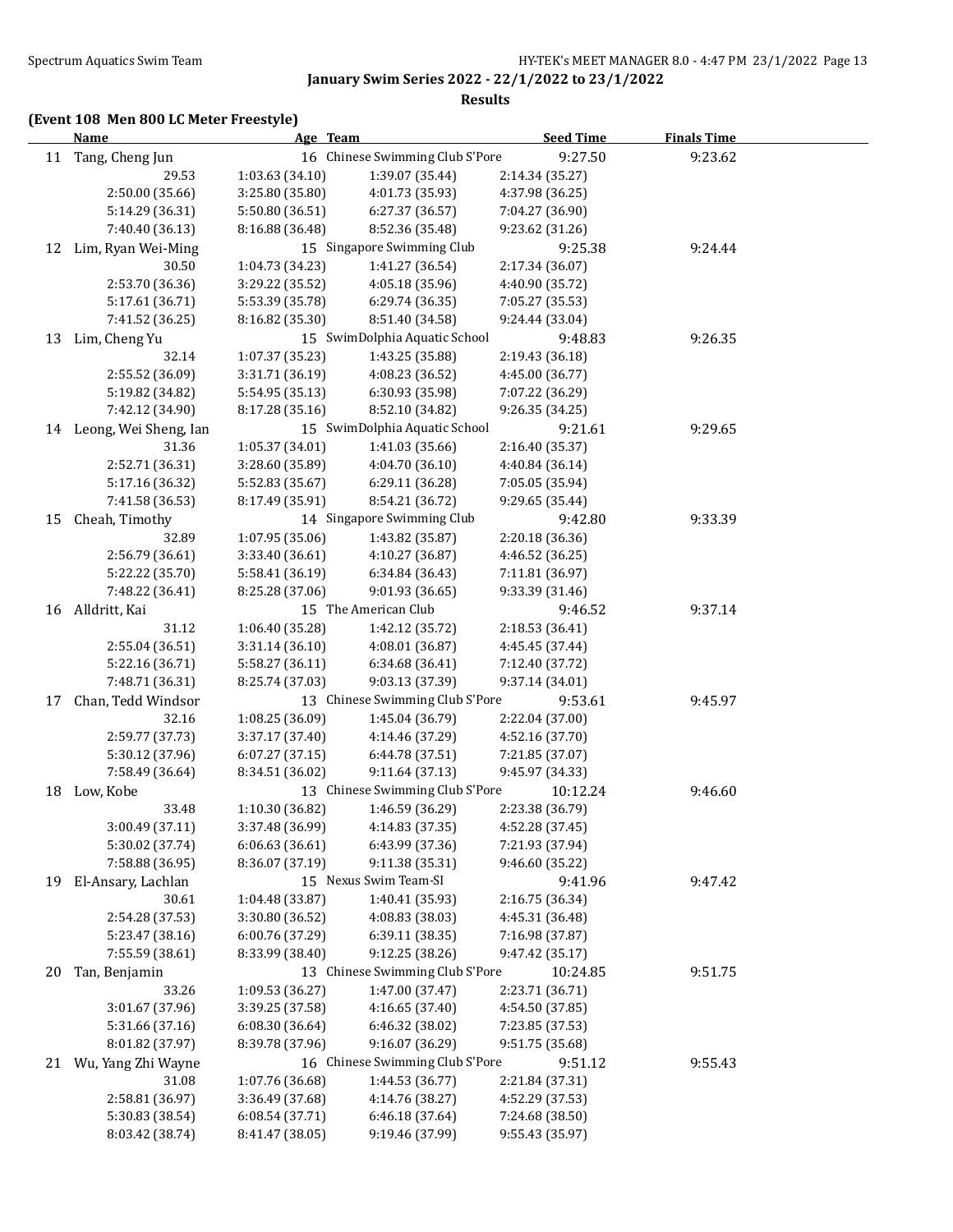**January Swim Series 2022 - 22/1/2022 to 23/1/2022**

**Results**

**(Event 108 Men 800 LC Meter Freestyle)**

| | Name | Age | Team | Seed Time | Finals Time |
|---|---|---|---|---|---|
| 11 | Tang, Cheng Jun | 16 | Chinese Swimming Club S'Pore | 9:27.50 | 9:23.62 |
| | 29.53 | 1:03.63 (34.10) | 1:39.07 (35.44) | 2:14.34 (35.27) | |
| | 2:50.00 (35.66) | 3:25.80 (35.80) | 4:01.73 (35.93) | 4:37.98 (36.25) | |
| | 5:14.29 (36.31) | 5:50.80 (36.51) | 6:27.37 (36.57) | 7:04.27 (36.90) | |
| | 7:40.40 (36.13) | 8:16.88 (36.48) | 8:52.36 (35.48) | 9:23.62 (31.26) | |
| 12 | Lim, Ryan Wei-Ming | 15 | Singapore Swimming Club | 9:25.38 | 9:24.44 |
| | 30.50 | 1:04.73 (34.23) | 1:41.27 (36.54) | 2:17.34 (36.07) | |
| | 2:53.70 (36.36) | 3:29.22 (35.52) | 4:05.18 (35.96) | 4:40.90 (35.72) | |
| | 5:17.61 (36.71) | 5:53.39 (35.78) | 6:29.74 (36.35) | 7:05.27 (35.53) | |
| | 7:41.52 (36.25) | 8:16.82 (35.30) | 8:51.40 (34.58) | 9:24.44 (33.04) | |
| 13 | Lim, Cheng Yu | 15 | SwimDolphia Aquatic School | 9:48.83 | 9:26.35 |
| | 32.14 | 1:07.37 (35.23) | 1:43.25 (35.88) | 2:19.43 (36.18) | |
| | 2:55.52 (36.09) | 3:31.71 (36.19) | 4:08.23 (36.52) | 4:45.00 (36.77) | |
| | 5:19.82 (34.82) | 5:54.95 (35.13) | 6:30.93 (35.98) | 7:07.22 (36.29) | |
| | 7:42.12 (34.90) | 8:17.28 (35.16) | 8:52.10 (34.82) | 9:26.35 (34.25) | |
| 14 | Leong, Wei Sheng, Ian | 15 | SwimDolphia Aquatic School | 9:21.61 | 9:29.65 |
| | 31.36 | 1:05.37 (34.01) | 1:41.03 (35.66) | 2:16.40 (35.37) | |
| | 2:52.71 (36.31) | 3:28.60 (35.89) | 4:04.70 (36.10) | 4:40.84 (36.14) | |
| | 5:17.16 (36.32) | 5:52.83 (35.67) | 6:29.11 (36.28) | 7:05.05 (35.94) | |
| | 7:41.58 (36.53) | 8:17.49 (35.91) | 8:54.21 (36.72) | 9:29.65 (35.44) | |
| 15 | Cheah, Timothy | 14 | Singapore Swimming Club | 9:42.80 | 9:33.39 |
| | 32.89 | 1:07.95 (35.06) | 1:43.82 (35.87) | 2:20.18 (36.36) | |
| | 2:56.79 (36.61) | 3:33.40 (36.61) | 4:10.27 (36.87) | 4:46.52 (36.25) | |
| | 5:22.22 (35.70) | 5:58.41 (36.19) | 6:34.84 (36.43) | 7:11.81 (36.97) | |
| | 7:48.22 (36.41) | 8:25.28 (37.06) | 9:01.93 (36.65) | 9:33.39 (31.46) | |
| 16 | Alldritt, Kai | 15 | The American Club | 9:46.52 | 9:37.14 |
| | 31.12 | 1:06.40 (35.28) | 1:42.12 (35.72) | 2:18.53 (36.41) | |
| | 2:55.04 (36.51) | 3:31.14 (36.10) | 4:08.01 (36.87) | 4:45.45 (37.44) | |
| | 5:22.16 (36.71) | 5:58.27 (36.11) | 6:34.68 (36.41) | 7:12.40 (37.72) | |
| | 7:48.71 (36.31) | 8:25.74 (37.03) | 9:03.13 (37.39) | 9:37.14 (34.01) | |
| 17 | Chan, Tedd Windsor | 13 | Chinese Swimming Club S'Pore | 9:53.61 | 9:45.97 |
| | 32.16 | 1:08.25 (36.09) | 1:45.04 (36.79) | 2:22.04 (37.00) | |
| | 2:59.77 (37.73) | 3:37.17 (37.40) | 4:14.46 (37.29) | 4:52.16 (37.70) | |
| | 5:30.12 (37.96) | 6:07.27 (37.15) | 6:44.78 (37.51) | 7:21.85 (37.07) | |
| | 7:58.49 (36.64) | 8:34.51 (36.02) | 9:11.64 (37.13) | 9:45.97 (34.33) | |
| 18 | Low, Kobe | 13 | Chinese Swimming Club S'Pore | 10:12.24 | 9:46.60 |
| | 33.48 | 1:10.30 (36.82) | 1:46.59 (36.29) | 2:23.38 (36.79) | |
| | 3:00.49 (37.11) | 3:37.48 (36.99) | 4:14.83 (37.35) | 4:52.28 (37.45) | |
| | 5:30.02 (37.74) | 6:06.63 (36.61) | 6:43.99 (37.36) | 7:21.93 (37.94) | |
| | 7:58.88 (36.95) | 8:36.07 (37.19) | 9:11.38 (35.31) | 9:46.60 (35.22) | |
| 19 | El-Ansary, Lachlan | 15 | Nexus Swim Team-SI | 9:41.96 | 9:47.42 |
| | 30.61 | 1:04.48 (33.87) | 1:40.41 (35.93) | 2:16.75 (36.34) | |
| | 2:54.28 (37.53) | 3:30.80 (36.52) | 4:08.83 (38.03) | 4:45.31 (36.48) | |
| | 5:23.47 (38.16) | 6:00.76 (37.29) | 6:39.11 (38.35) | 7:16.98 (37.87) | |
| | 7:55.59 (38.61) | 8:33.99 (38.40) | 9:12.25 (38.26) | 9:47.42 (35.17) | |
| 20 | Tan, Benjamin | 13 | Chinese Swimming Club S'Pore | 10:24.85 | 9:51.75 |
| | 33.26 | 1:09.53 (36.27) | 1:47.00 (37.47) | 2:23.71 (36.71) | |
| | 3:01.67 (37.96) | 3:39.25 (37.58) | 4:16.65 (37.40) | 4:54.50 (37.85) | |
| | 5:31.66 (37.16) | 6:08.30 (36.64) | 6:46.32 (38.02) | 7:23.85 (37.53) | |
| | 8:01.82 (37.97) | 8:39.78 (37.96) | 9:16.07 (36.29) | 9:51.75 (35.68) | |
| 21 | Wu, Yang Zhi Wayne | 16 | Chinese Swimming Club S'Pore | 9:51.12 | 9:55.43 |
| | 31.08 | 1:07.76 (36.68) | 1:44.53 (36.77) | 2:21.84 (37.31) | |
| | 2:58.81 (36.97) | 3:36.49 (37.68) | 4:14.76 (38.27) | 4:52.29 (37.53) | |
| | 5:30.83 (38.54) | 6:08.54 (37.71) | 6:46.18 (37.64) | 7:24.68 (38.50) | |
| | 8:03.42 (38.74) | 8:41.47 (38.05) | 9:19.46 (37.99) | 9:55.43 (35.97) | |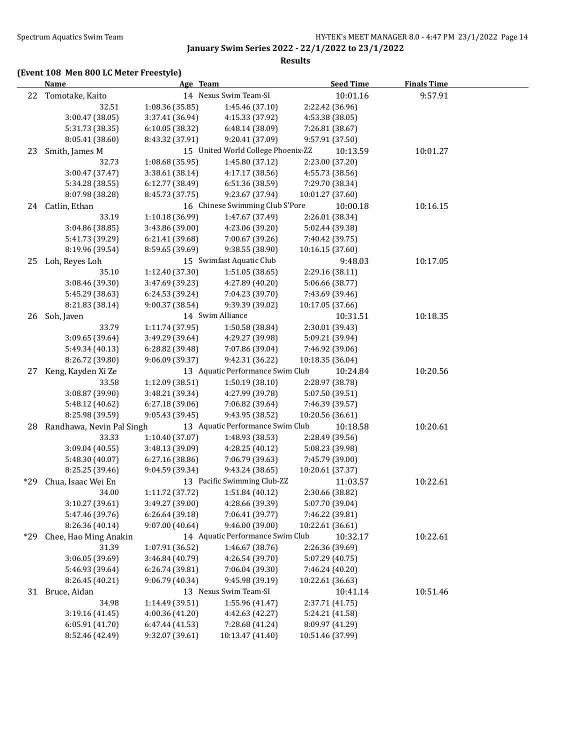**January Swim Series 2022 - 22/1/2022 to 23/1/2022**

**Results**

### (Event 108 Men 800 LC Meter Freestyle)

| | Name | Age | Team | Seed Time | Finals Time |
|---|---|---|---|---|---|
| 22 | Tomotake, Kaito | 14 | Nexus Swim Team-SI | 10:01.16 | 9:57.91 |
| | 32.51 | 1:08.36 (35.85) | 1:45.46 (37.10) | 2:22.42 (36.96) | |
| | 3:00.47 (38.05) | 3:37.41 (36.94) | 4:15.33 (37.92) | 4:53.38 (38.05) | |
| | 5:31.73 (38.35) | 6:10.05 (38.32) | 6:48.14 (38.09) | 7:26.81 (38.67) | |
| | 8:05.41 (38.60) | 8:43.32 (37.91) | 9:20.41 (37.09) | 9:57.91 (37.50) | |
| 23 | Smith, James M | 15 | United World College Phoenix-ZZ | 10:13.59 | 10:01.27 |
| | 32.73 | 1:08.68 (35.95) | 1:45.80 (37.12) | 2:23.00 (37.20) | |
| | 3:00.47 (37.47) | 3:38.61 (38.14) | 4:17.17 (38.56) | 4:55.73 (38.56) | |
| | 5:34.28 (38.55) | 6:12.77 (38.49) | 6:51.36 (38.59) | 7:29.70 (38.34) | |
| | 8:07.98 (38.28) | 8:45.73 (37.75) | 9:23.67 (37.94) | 10:01.27 (37.60) | |
| 24 | Catlin, Ethan | 16 | Chinese Swimming Club S'Pore | 10:00.18 | 10:16.15 |
| | 33.19 | 1:10.18 (36.99) | 1:47.67 (37.49) | 2:26.01 (38.34) | |
| | 3:04.86 (38.85) | 3:43.86 (39.00) | 4:23.06 (39.20) | 5:02.44 (39.38) | |
| | 5:41.73 (39.29) | 6:21.41 (39.68) | 7:00.67 (39.26) | 7:40.42 (39.75) | |
| | 8:19.96 (39.54) | 8:59.65 (39.69) | 9:38.55 (38.90) | 10:16.15 (37.60) | |
| 25 | Loh, Reyes Loh | 15 | Swimfast Aquatic Club | 9:48.03 | 10:17.05 |
| | 35.10 | 1:12.40 (37.30) | 1:51.05 (38.65) | 2:29.16 (38.11) | |
| | 3:08.46 (39.30) | 3:47.69 (39.23) | 4:27.89 (40.20) | 5:06.66 (38.77) | |
| | 5:45.29 (38.63) | 6:24.53 (39.24) | 7:04.23 (39.70) | 7:43.69 (39.46) | |
| | 8:21.83 (38.14) | 9:00.37 (38.54) | 9:39.39 (39.02) | 10:17.05 (37.66) | |
| 26 | Soh, Javen | 14 | Swim Alliance | 10:31.51 | 10:18.35 |
| | 33.79 | 1:11.74 (37.95) | 1:50.58 (38.84) | 2:30.01 (39.43) | |
| | 3:09.65 (39.64) | 3:49.29 (39.64) | 4:29.27 (39.98) | 5:09.21 (39.94) | |
| | 5:49.34 (40.13) | 6:28.82 (39.48) | 7:07.86 (39.04) | 7:46.92 (39.06) | |
| | 8:26.72 (39.80) | 9:06.09 (39.37) | 9:42.31 (36.22) | 10:18.35 (36.04) | |
| 27 | Keng, Kayden Xi Ze | 13 | Aquatic Performance Swim Club | 10:24.84 | 10:20.56 |
| | 33.58 | 1:12.09 (38.51) | 1:50.19 (38.10) | 2:28.97 (38.78) | |
| | 3:08.87 (39.90) | 3:48.21 (39.34) | 4:27.99 (39.78) | 5:07.50 (39.51) | |
| | 5:48.12 (40.62) | 6:27.18 (39.06) | 7:06.82 (39.64) | 7:46.39 (39.57) | |
| | 8:25.98 (39.59) | 9:05.43 (39.45) | 9:43.95 (38.52) | 10:20.56 (36.61) | |
| 28 | Randhawa, Nevin Pal Singh | 13 | Aquatic Performance Swim Club | 10:18.58 | 10:20.61 |
| | 33.33 | 1:10.40 (37.07) | 1:48.93 (38.53) | 2:28.49 (39.56) | |
| | 3:09.04 (40.55) | 3:48.13 (39.09) | 4:28.25 (40.12) | 5:08.23 (39.98) | |
| | 5:48.30 (40.07) | 6:27.16 (38.86) | 7:06.79 (39.63) | 7:45.79 (39.00) | |
| | 8:25.25 (39.46) | 9:04.59 (39.34) | 9:43.24 (38.65) | 10:20.61 (37.37) | |
| *29 | Chua, Isaac Wei En | 13 | Pacific Swimming Club-ZZ | 11:03.57 | 10:22.61 |
| | 34.00 | 1:11.72 (37.72) | 1:51.84 (40.12) | 2:30.66 (38.82) | |
| | 3:10.27 (39.61) | 3:49.27 (39.00) | 4:28.66 (39.39) | 5:07.70 (39.04) | |
| | 5:47.46 (39.76) | 6:26.64 (39.18) | 7:06.41 (39.77) | 7:46.22 (39.81) | |
| | 8:26.36 (40.14) | 9:07.00 (40.64) | 9:46.00 (39.00) | 10:22.61 (36.61) | |
| *29 | Chee, Hao Ming Anakin | 14 | Aquatic Performance Swim Club | 10:32.17 | 10:22.61 |
| | 31.39 | 1:07.91 (36.52) | 1:46.67 (38.76) | 2:26.36 (39.69) | |
| | 3:06.05 (39.69) | 3:46.84 (40.79) | 4:26.54 (39.70) | 5:07.29 (40.75) | |
| | 5:46.93 (39.64) | 6:26.74 (39.81) | 7:06.04 (39.30) | 7:46.24 (40.20) | |
| | 8:26.45 (40.21) | 9:06.79 (40.34) | 9:45.98 (39.19) | 10:22.61 (36.63) | |
| 31 | Bruce, Aidan | 13 | Nexus Swim Team-SI | 10:41.14 | 10:51.46 |
| | 34.98 | 1:14.49 (39.51) | 1:55.96 (41.47) | 2:37.71 (41.75) | |
| | 3:19.16 (41.45) | 4:00.36 (41.20) | 4:42.63 (42.27) | 5:24.21 (41.58) | |
| | 6:05.91 (41.70) | 6:47.44 (41.53) | 7:28.68 (41.24) | 8:09.97 (41.29) | |
| | 8:52.46 (42.49) | 9:32.07 (39.61) | 10:13.47 (41.40) | 10:51.46 (37.99) | |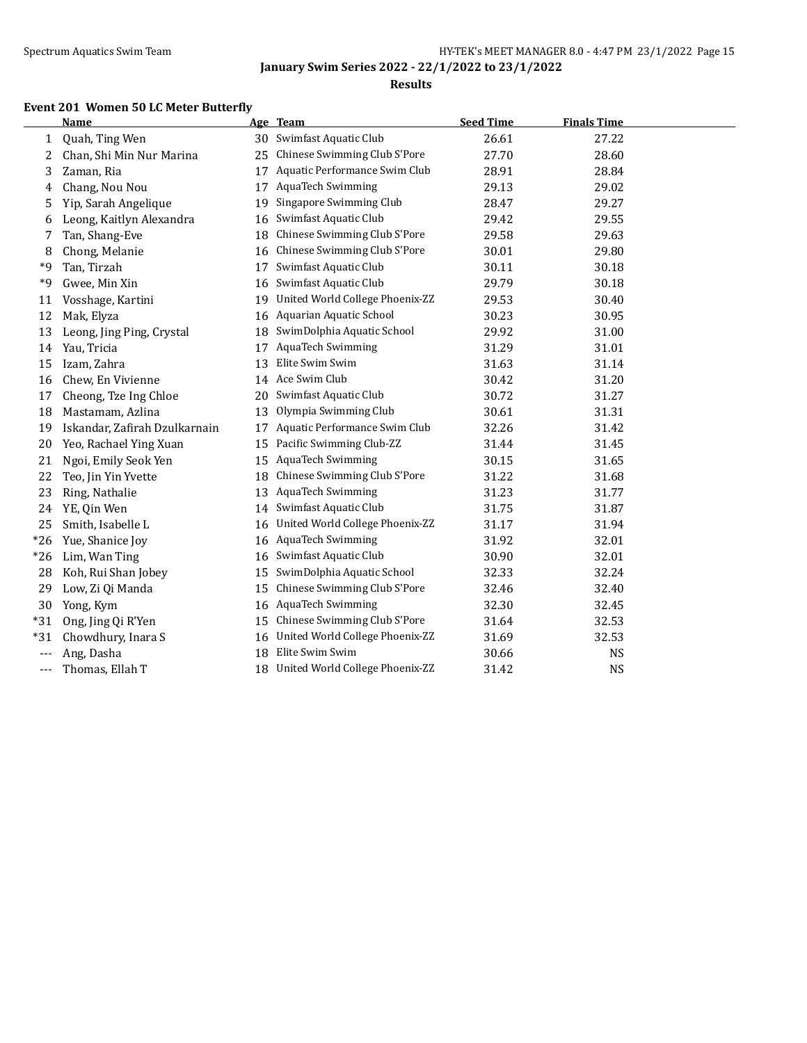**January Swim Series 2022 - 22/1/2022 to 23/1/2022**

**Results**

### Event 201 Women 50 LC Meter Butterfly

| | Name | Age | Team | Seed Time | Finals Time |
|---|---|---|---|---|---|
| 1 | Quah, Ting Wen | 30 | Swimfast Aquatic Club | 26.61 | 27.22 |
| 2 | Chan, Shi Min Nur Marina | 25 | Chinese Swimming Club S'Pore | 27.70 | 28.60 |
| 3 | Zaman, Ria | 17 | Aquatic Performance Swim Club | 28.91 | 28.84 |
| 4 | Chang, Nou Nou | 17 | AquaTech Swimming | 29.13 | 29.02 |
| 5 | Yip, Sarah Angelique | 19 | Singapore Swimming Club | 28.47 | 29.27 |
| 6 | Leong, Kaitlyn Alexandra | 16 | Swimfast Aquatic Club | 29.42 | 29.55 |
| 7 | Tan, Shang-Eve | 18 | Chinese Swimming Club S'Pore | 29.58 | 29.63 |
| 8 | Chong, Melanie | 16 | Chinese Swimming Club S'Pore | 30.01 | 29.80 |
| *9 | Tan, Tirzah | 17 | Swimfast Aquatic Club | 30.11 | 30.18 |
| *9 | Gwee, Min Xin | 16 | Swimfast Aquatic Club | 29.79 | 30.18 |
| 11 | Vosshage, Kartini | 19 | United World College Phoenix-ZZ | 29.53 | 30.40 |
| 12 | Mak, Elyza | 16 | Aquarian Aquatic School | 30.23 | 30.95 |
| 13 | Leong, Jing Ping, Crystal | 18 | SwimDolphia Aquatic School | 29.92 | 31.00 |
| 14 | Yau, Tricia | 17 | AquaTech Swimming | 31.29 | 31.01 |
| 15 | Izam, Zahra | 13 | Elite Swim Swim | 31.63 | 31.14 |
| 16 | Chew, En Vivienne | 14 | Ace Swim Club | 30.42 | 31.20 |
| 17 | Cheong, Tze Ing Chloe | 20 | Swimfast Aquatic Club | 30.72 | 31.27 |
| 18 | Mastamam, Azlina | 13 | Olympia Swimming Club | 30.61 | 31.31 |
| 19 | Iskandar, Zafirah Dzulkarnain | 17 | Aquatic Performance Swim Club | 32.26 | 31.42 |
| 20 | Yeo, Rachael Ying Xuan | 15 | Pacific Swimming Club-ZZ | 31.44 | 31.45 |
| 21 | Ngoi, Emily Seok Yen | 15 | AquaTech Swimming | 30.15 | 31.65 |
| 22 | Teo, Jin Yin Yvette | 18 | Chinese Swimming Club S'Pore | 31.22 | 31.68 |
| 23 | Ring, Nathalie | 13 | AquaTech Swimming | 31.23 | 31.77 |
| 24 | YE, Qin Wen | 14 | Swimfast Aquatic Club | 31.75 | 31.87 |
| 25 | Smith, Isabelle L | 16 | United World College Phoenix-ZZ | 31.17 | 31.94 |
| *26 | Yue, Shanice Joy | 16 | AquaTech Swimming | 31.92 | 32.01 |
| *26 | Lim, Wan Ting | 16 | Swimfast Aquatic Club | 30.90 | 32.01 |
| 28 | Koh, Rui Shan Jobey | 15 | SwimDolphia Aquatic School | 32.33 | 32.24 |
| 29 | Low, Zi Qi Manda | 15 | Chinese Swimming Club S'Pore | 32.46 | 32.40 |
| 30 | Yong, Kym | 16 | AquaTech Swimming | 32.30 | 32.45 |
| *31 | Ong, Jing Qi R'Yen | 15 | Chinese Swimming Club S'Pore | 31.64 | 32.53 |
| *31 | Chowdhury, Inara S | 16 | United World College Phoenix-ZZ | 31.69 | 32.53 |
| --- | Ang, Dasha | 18 | Elite Swim Swim | 30.66 | NS |
| --- | Thomas, Ellah T | 18 | United World College Phoenix-ZZ | 31.42 | NS |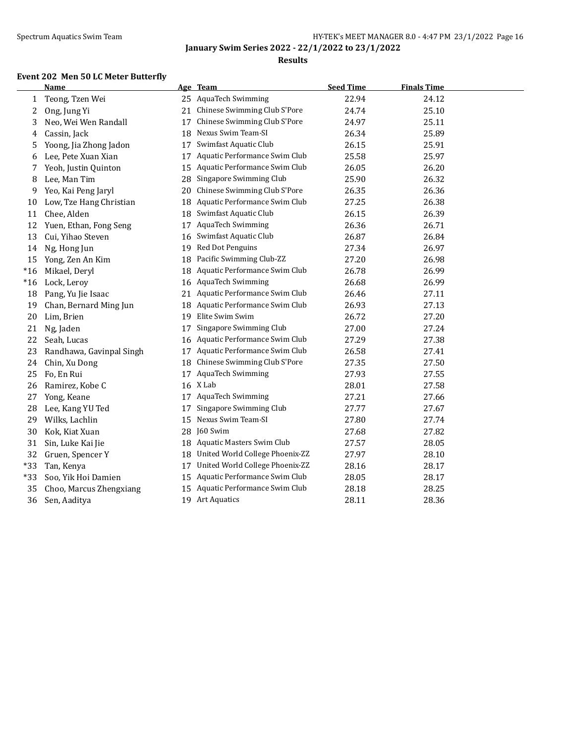**January Swim Series 2022 - 22/1/2022 to 23/1/2022**

**Results**

### Event 202 Men 50 LC Meter Butterfly

| | Name | Age | Team | Seed Time | Finals Time |
|---|---|---|---|---|---|
| 1 | Teong, Tzen Wei | 25 | AquaTech Swimming | 22.94 | 24.12 |
| 2 | Ong, Jung Yi | 21 | Chinese Swimming Club S'Pore | 24.74 | 25.10 |
| 3 | Neo, Wei Wen Randall | 17 | Chinese Swimming Club S'Pore | 24.97 | 25.11 |
| 4 | Cassin, Jack | 18 | Nexus Swim Team-SI | 26.34 | 25.89 |
| 5 | Yoong, Jia Zhong Jadon | 17 | Swimfast Aquatic Club | 26.15 | 25.91 |
| 6 | Lee, Pete Xuan Xian | 17 | Aquatic Performance Swim Club | 25.58 | 25.97 |
| 7 | Yeoh, Justin Quinton | 15 | Aquatic Performance Swim Club | 26.05 | 26.20 |
| 8 | Lee, Man Tim | 28 | Singapore Swimming Club | 25.90 | 26.32 |
| 9 | Yeo, Kai Peng Jaryl | 20 | Chinese Swimming Club S'Pore | 26.35 | 26.36 |
| 10 | Low, Tze Hang Christian | 18 | Aquatic Performance Swim Club | 27.25 | 26.38 |
| 11 | Chee, Alden | 18 | Swimfast Aquatic Club | 26.15 | 26.39 |
| 12 | Yuen, Ethan, Fong Seng | 17 | AquaTech Swimming | 26.36 | 26.71 |
| 13 | Cui, Yihao Steven | 16 | Swimfast Aquatic Club | 26.87 | 26.84 |
| 14 | Ng, Hong Jun | 19 | Red Dot Penguins | 27.34 | 26.97 |
| 15 | Yong, Zen An Kim | 18 | Pacific Swimming Club-ZZ | 27.20 | 26.98 |
| *16 | Mikael, Deryl | 18 | Aquatic Performance Swim Club | 26.78 | 26.99 |
| *16 | Lock, Leroy | 16 | AquaTech Swimming | 26.68 | 26.99 |
| 18 | Pang, Yu Jie Isaac | 21 | Aquatic Performance Swim Club | 26.46 | 27.11 |
| 19 | Chan, Bernard Ming Jun | 18 | Aquatic Performance Swim Club | 26.93 | 27.13 |
| 20 | Lim, Brien | 19 | Elite Swim Swim | 26.72 | 27.20 |
| 21 | Ng, Jaden | 17 | Singapore Swimming Club | 27.00 | 27.24 |
| 22 | Seah, Lucas | 16 | Aquatic Performance Swim Club | 27.29 | 27.38 |
| 23 | Randhawa, Gavinpal Singh | 17 | Aquatic Performance Swim Club | 26.58 | 27.41 |
| 24 | Chin, Xu Dong | 18 | Chinese Swimming Club S'Pore | 27.35 | 27.50 |
| 25 | Fo, En Rui | 17 | AquaTech Swimming | 27.93 | 27.55 |
| 26 | Ramirez, Kobe C | 16 | X Lab | 28.01 | 27.58 |
| 27 | Yong, Keane | 17 | AquaTech Swimming | 27.21 | 27.66 |
| 28 | Lee, Kang YU Ted | 17 | Singapore Swimming Club | 27.77 | 27.67 |
| 29 | Wilks, Lachlin | 15 | Nexus Swim Team-SI | 27.80 | 27.74 |
| 30 | Kok, Kiat Xuan | 28 | J60 Swim | 27.68 | 27.82 |
| 31 | Sin, Luke Kai Jie | 18 | Aquatic Masters Swim Club | 27.57 | 28.05 |
| 32 | Gruen, Spencer Y | 18 | United World College Phoenix-ZZ | 27.97 | 28.10 |
| *33 | Tan, Kenya | 17 | United World College Phoenix-ZZ | 28.16 | 28.17 |
| *33 | Soo, Yik Hoi Damien | 15 | Aquatic Performance Swim Club | 28.05 | 28.17 |
| 35 | Choo, Marcus Zhengxiang | 15 | Aquatic Performance Swim Club | 28.18 | 28.25 |
| 36 | Sen, Aaditya | 19 | Art Aquatics | 28.11 | 28.36 |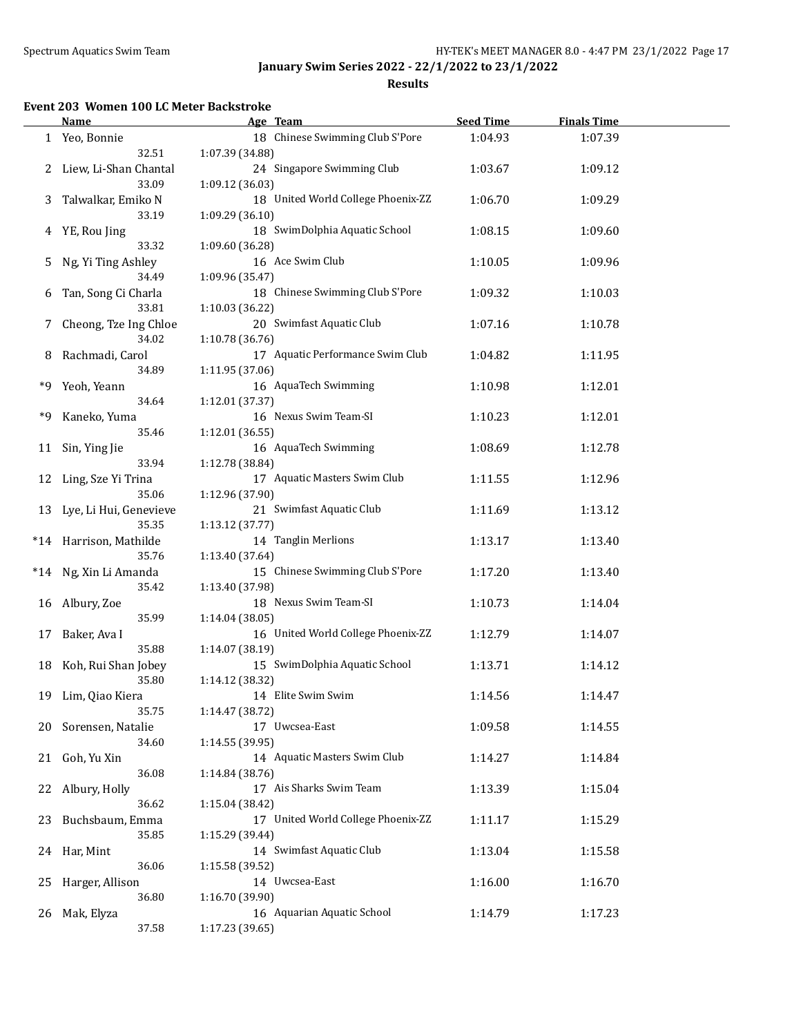# January Swim Series 2022 - 22/1/2022 to 23/1/2022

## Results

### Event 203 Women 100 LC Meter Backstroke

| | Name | Age | Team | Seed Time | Finals Time |
|---|---|---|---|---|---|
| 1 | Yeo, Bonnie | 18 | Chinese Swimming Club S'Pore | 1:04.93 | 1:07.39 |
| | 32.51 | 1:07.39 (34.88) | | | |
| 2 | Liew, Li-Shan Chantal | 24 | Singapore Swimming Club | 1:03.67 | 1:09.12 |
| | 33.09 | 1:09.12 (36.03) | | | |
| 3 | Talwalkar, Emiko N | 18 | United World College Phoenix-ZZ | 1:06.70 | 1:09.29 |
| | 33.19 | 1:09.29 (36.10) | | | |
| 4 | YE, Rou Jing | 18 | SwimDolphia Aquatic School | 1:08.15 | 1:09.60 |
| | 33.32 | 1:09.60 (36.28) | | | |
| 5 | Ng, Yi Ting Ashley | 16 | Ace Swim Club | 1:10.05 | 1:09.96 |
| | 34.49 | 1:09.96 (35.47) | | | |
| 6 | Tan, Song Ci Charla | 18 | Chinese Swimming Club S'Pore | 1:09.32 | 1:10.03 |
| | 33.81 | 1:10.03 (36.22) | | | |
| 7 | Cheong, Tze Ing Chloe | 20 | Swimfast Aquatic Club | 1:07.16 | 1:10.78 |
| | 34.02 | 1:10.78 (36.76) | | | |
| 8 | Rachmadi, Carol | 17 | Aquatic Performance Swim Club | 1:04.82 | 1:11.95 |
| | 34.89 | 1:11.95 (37.06) | | | |
| *9 | Yeoh, Yeann | 16 | AquaTech Swimming | 1:10.98 | 1:12.01 |
| | 34.64 | 1:12.01 (37.37) | | | |
| *9 | Kaneko, Yuma | 16 | Nexus Swim Team-SI | 1:10.23 | 1:12.01 |
| | 35.46 | 1:12.01 (36.55) | | | |
| 11 | Sin, Ying Jie | 16 | AquaTech Swimming | 1:08.69 | 1:12.78 |
| | 33.94 | 1:12.78 (38.84) | | | |
| 12 | Ling, Sze Yi Trina | 17 | Aquatic Masters Swim Club | 1:11.55 | 1:12.96 |
| | 35.06 | 1:12.96 (37.90) | | | |
| 13 | Lye, Li Hui, Genevieve | 21 | Swimfast Aquatic Club | 1:11.69 | 1:13.12 |
| | 35.35 | 1:13.12 (37.77) | | | |
| *14 | Harrison, Mathilde | 14 | Tanglin Merlions | 1:13.17 | 1:13.40 |
| | 35.76 | 1:13.40 (37.64) | | | |
| *14 | Ng, Xin Li Amanda | 15 | Chinese Swimming Club S'Pore | 1:17.20 | 1:13.40 |
| | 35.42 | 1:13.40 (37.98) | | | |
| 16 | Albury, Zoe | 18 | Nexus Swim Team-SI | 1:10.73 | 1:14.04 |
| | 35.99 | 1:14.04 (38.05) | | | |
| 17 | Baker, Ava I | 16 | United World College Phoenix-ZZ | 1:12.79 | 1:14.07 |
| | 35.88 | 1:14.07 (38.19) | | | |
| 18 | Koh, Rui Shan Jobey | 15 | SwimDolphia Aquatic School | 1:13.71 | 1:14.12 |
| | 35.80 | 1:14.12 (38.32) | | | |
| 19 | Lim, Qiao Kiera | 14 | Elite Swim Swim | 1:14.56 | 1:14.47 |
| | 35.75 | 1:14.47 (38.72) | | | |
| 20 | Sorensen, Natalie | 17 | Uwcsea-East | 1:09.58 | 1:14.55 |
| | 34.60 | 1:14.55 (39.95) | | | |
| 21 | Goh, Yu Xin | 14 | Aquatic Masters Swim Club | 1:14.27 | 1:14.84 |
| | 36.08 | 1:14.84 (38.76) | | | |
| 22 | Albury, Holly | 17 | Ais Sharks Swim Team | 1:13.39 | 1:15.04 |
| | 36.62 | 1:15.04 (38.42) | | | |
| 23 | Buchsbaum, Emma | 17 | United World College Phoenix-ZZ | 1:11.17 | 1:15.29 |
| | 35.85 | 1:15.29 (39.44) | | | |
| 24 | Har, Mint | 14 | Swimfast Aquatic Club | 1:13.04 | 1:15.58 |
| | 36.06 | 1:15.58 (39.52) | | | |
| 25 | Harger, Allison | 14 | Uwcsea-East | 1:16.00 | 1:16.70 |
| | 36.80 | 1:16.70 (39.90) | | | |
| 26 | Mak, Elyza | 16 | Aquarian Aquatic School | 1:14.79 | 1:17.23 |
| | 37.58 | 1:17.23 (39.65) | | | |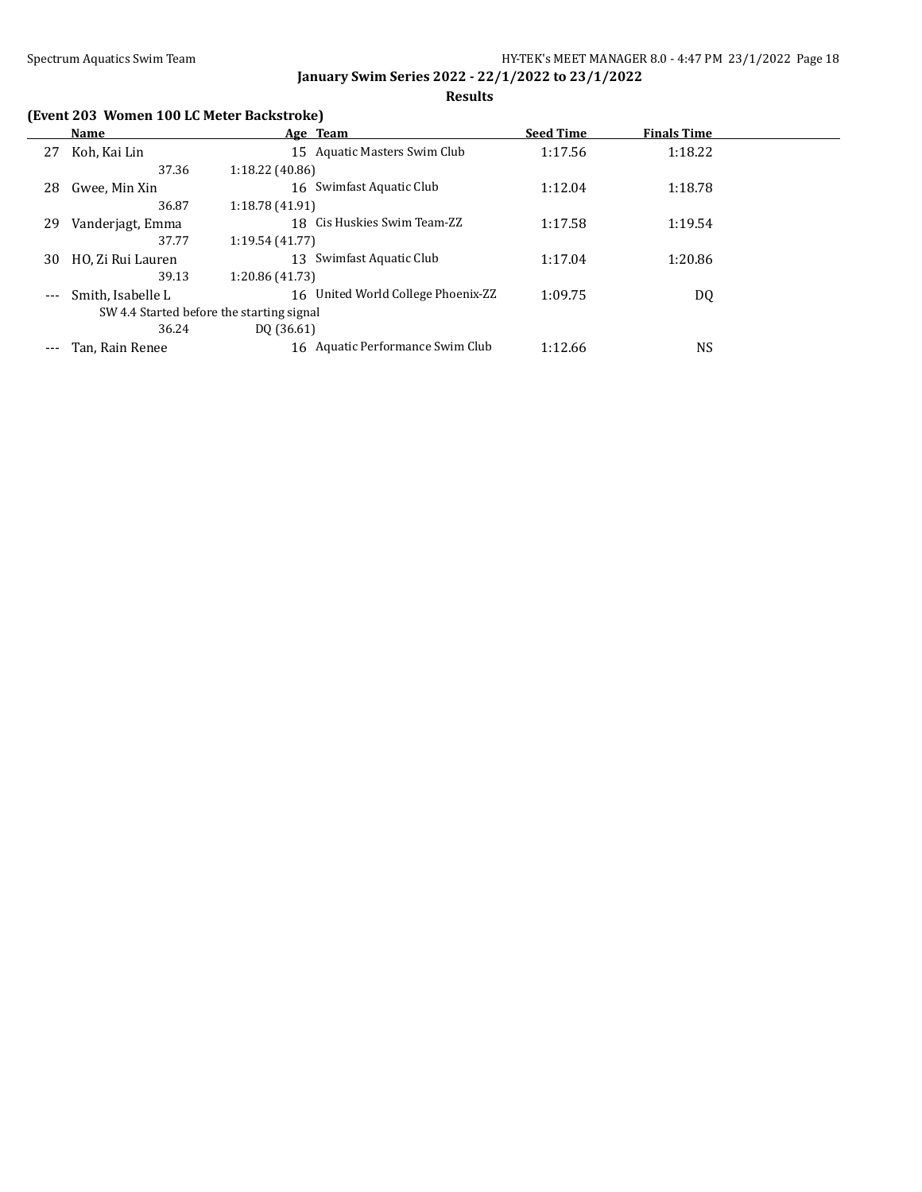**January Swim Series 2022 - 22/1/2022 to 23/1/2022**

**Results**

### (Event 203 Women 100 LC Meter Backstroke)

| | Name | Age | Team | Seed Time | Finals Time |
|---|---|---|---|---|---|
| 27 | Koh, Kai Lin | 15 | Aquatic Masters Swim Club | 1:17.56 | 1:18.22 |
| | 37.36 &nbsp; 1:18.22 (40.86) | | | | |
| 28 | Gwee, Min Xin | 16 | Swimfast Aquatic Club | 1:12.04 | 1:18.78 |
| | 36.87 &nbsp; 1:18.78 (41.91) | | | | |
| 29 | Vanderjagt, Emma | 18 | Cis Huskies Swim Team-ZZ | 1:17.58 | 1:19.54 |
| | 37.77 &nbsp; 1:19.54 (41.77) | | | | |
| 30 | HO, Zi Rui Lauren | 13 | Swimfast Aquatic Club | 1:17.04 | 1:20.86 |
| | 39.13 &nbsp; 1:20.86 (41.73) | | | | |
| --- | Smith, Isabelle L | 16 | United World College Phoenix-ZZ | 1:09.75 | DQ |
| | SW 4.4 Started before the starting signal | | | | |
| | 36.24 &nbsp; DQ (36.61) | | | | |
| --- | Tan, Rain Renee | 16 | Aquatic Performance Swim Club | 1:12.66 | NS |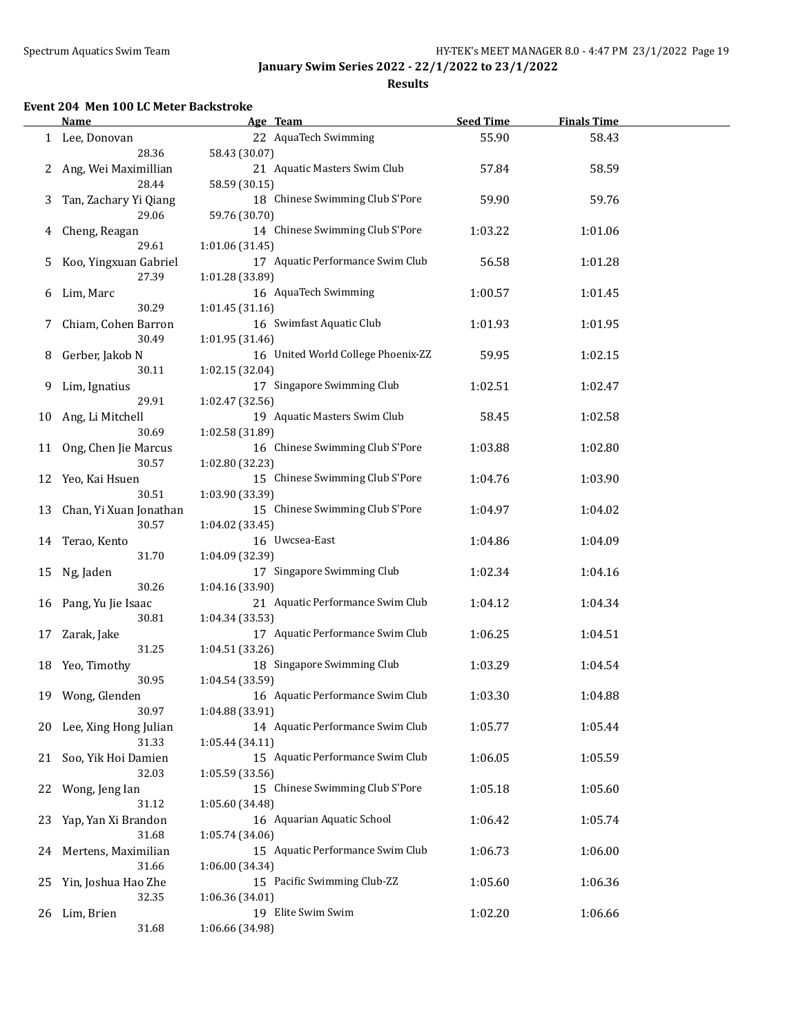**January Swim Series 2022 - 22/1/2022 to 23/1/2022**

**Results**

### Event 204 Men 100 LC Meter Backstroke

| | Name | Age | Team | Seed Time | Finals Time |
|---|---|---|---|---|---|
| 1 | Lee, Donovan | 22 | AquaTech Swimming | 55.90 | 58.43 |
| | 28.36 | 58.43 (30.07) | | | |
| 2 | Ang, Wei Maximillian | 21 | Aquatic Masters Swim Club | 57.84 | 58.59 |
| | 28.44 | 58.59 (30.15) | | | |
| 3 | Tan, Zachary Yi Qiang | 18 | Chinese Swimming Club S'Pore | 59.90 | 59.76 |
| | 29.06 | 59.76 (30.70) | | | |
| 4 | Cheng, Reagan | 14 | Chinese Swimming Club S'Pore | 1:03.22 | 1:01.06 |
| | 29.61 | 1:01.06 (31.45) | | | |
| 5 | Koo, Yingxuan Gabriel | 17 | Aquatic Performance Swim Club | 56.58 | 1:01.28 |
| | 27.39 | 1:01.28 (33.89) | | | |
| 6 | Lim, Marc | 16 | AquaTech Swimming | 1:00.57 | 1:01.45 |
| | 30.29 | 1:01.45 (31.16) | | | |
| 7 | Chiam, Cohen Barron | 16 | Swimfast Aquatic Club | 1:01.93 | 1:01.95 |
| | 30.49 | 1:01.95 (31.46) | | | |
| 8 | Gerber, Jakob N | 16 | United World College Phoenix-ZZ | 59.95 | 1:02.15 |
| | 30.11 | 1:02.15 (32.04) | | | |
| 9 | Lim, Ignatius | 17 | Singapore Swimming Club | 1:02.51 | 1:02.47 |
| | 29.91 | 1:02.47 (32.56) | | | |
| 10 | Ang, Li Mitchell | 19 | Aquatic Masters Swim Club | 58.45 | 1:02.58 |
| | 30.69 | 1:02.58 (31.89) | | | |
| 11 | Ong, Chen Jie Marcus | 16 | Chinese Swimming Club S'Pore | 1:03.88 | 1:02.80 |
| | 30.57 | 1:02.80 (32.23) | | | |
| 12 | Yeo, Kai Hsuen | 15 | Chinese Swimming Club S'Pore | 1:04.76 | 1:03.90 |
| | 30.51 | 1:03.90 (33.39) | | | |
| 13 | Chan, Yi Xuan Jonathan | 15 | Chinese Swimming Club S'Pore | 1:04.97 | 1:04.02 |
| | 30.57 | 1:04.02 (33.45) | | | |
| 14 | Terao, Kento | 16 | Uwcsea-East | 1:04.86 | 1:04.09 |
| | 31.70 | 1:04.09 (32.39) | | | |
| 15 | Ng, Jaden | 17 | Singapore Swimming Club | 1:02.34 | 1:04.16 |
| | 30.26 | 1:04.16 (33.90) | | | |
| 16 | Pang, Yu Jie Isaac | 21 | Aquatic Performance Swim Club | 1:04.12 | 1:04.34 |
| | 30.81 | 1:04.34 (33.53) | | | |
| 17 | Zarak, Jake | 17 | Aquatic Performance Swim Club | 1:06.25 | 1:04.51 |
| | 31.25 | 1:04.51 (33.26) | | | |
| 18 | Yeo, Timothy | 18 | Singapore Swimming Club | 1:03.29 | 1:04.54 |
| | 30.95 | 1:04.54 (33.59) | | | |
| 19 | Wong, Glenden | 16 | Aquatic Performance Swim Club | 1:03.30 | 1:04.88 |
| | 30.97 | 1:04.88 (33.91) | | | |
| 20 | Lee, Xing Hong Julian | 14 | Aquatic Performance Swim Club | 1:05.77 | 1:05.44 |
| | 31.33 | 1:05.44 (34.11) | | | |
| 21 | Soo, Yik Hoi Damien | 15 | Aquatic Performance Swim Club | 1:06.05 | 1:05.59 |
| | 32.03 | 1:05.59 (33.56) | | | |
| 22 | Wong, Jeng Ian | 15 | Chinese Swimming Club S'Pore | 1:05.18 | 1:05.60 |
| | 31.12 | 1:05.60 (34.48) | | | |
| 23 | Yap, Yan Xi Brandon | 16 | Aquarian Aquatic School | 1:06.42 | 1:05.74 |
| | 31.68 | 1:05.74 (34.06) | | | |
| 24 | Mertens, Maximilian | 15 | Aquatic Performance Swim Club | 1:06.73 | 1:06.00 |
| | 31.66 | 1:06.00 (34.34) | | | |
| 25 | Yin, Joshua Hao Zhe | 15 | Pacific Swimming Club-ZZ | 1:05.60 | 1:06.36 |
| | 32.35 | 1:06.36 (34.01) | | | |
| 26 | Lim, Brien | 19 | Elite Swim Swim | 1:02.20 | 1:06.66 |
| | 31.68 | 1:06.66 (34.98) | | | |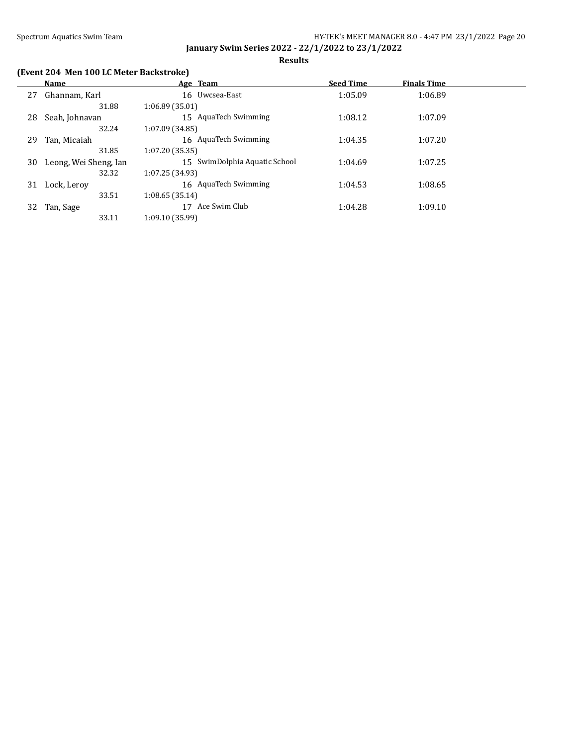## January Swim Series 2022 - 22/1/2022 to 23/1/2022

### Results

**(Event 204 Men 100 LC Meter Backstroke)**

| | Name | Age | Team | Seed Time | Finals Time |
|---|---|---|---|---|---|
| 27 | Ghannam, Karl | 16 | Uwcsea-East | 1:05.09 | 1:06.89 |
| | 31.88 | 1:06.89 (35.01) | | | |
| 28 | Seah, Johnavan | 15 | AquaTech Swimming | 1:08.12 | 1:07.09 |
| | 32.24 | 1:07.09 (34.85) | | | |
| 29 | Tan, Micaiah | 16 | AquaTech Swimming | 1:04.35 | 1:07.20 |
| | 31.85 | 1:07.20 (35.35) | | | |
| 30 | Leong, Wei Sheng, Ian | 15 | SwimDolphia Aquatic School | 1:04.69 | 1:07.25 |
| | 32.32 | 1:07.25 (34.93) | | | |
| 31 | Lock, Leroy | 16 | AquaTech Swimming | 1:04.53 | 1:08.65 |
| | 33.51 | 1:08.65 (35.14) | | | |
| 32 | Tan, Sage | 17 | Ace Swim Club | 1:04.28 | 1:09.10 |
| | 33.11 | 1:09.10 (35.99) | | | |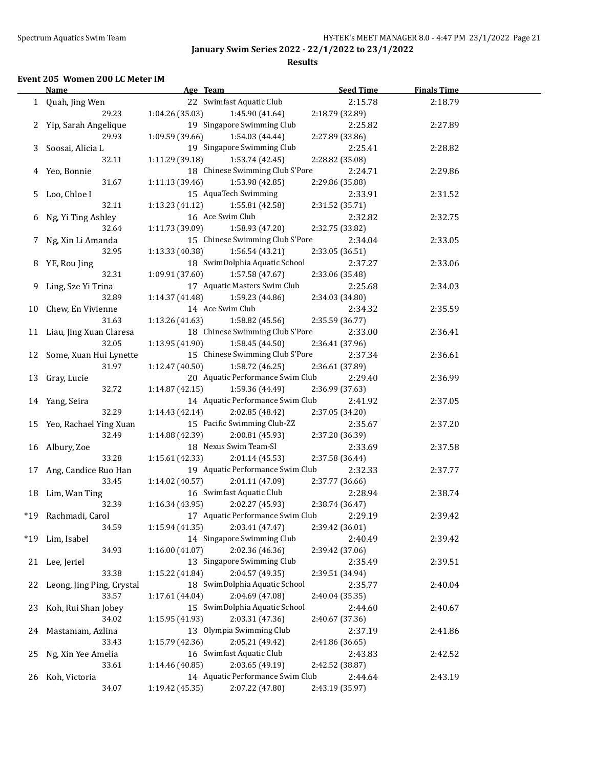January Swim Series 2022 - 22/1/2022 to 23/1/2022

**Results**

### Event 205 Women 200 LC Meter IM

| | Name | Age | Team | Seed Time | Finals Time |
|---|---|---|---|---|---|
| 1 | Quah, Jing Wen | 22 | Swimfast Aquatic Club | 2:15.78 | 2:18.79 |
| | 29.23 | 1:04.26 (35.03) | 1:45.90 (41.64) | 2:18.79 (32.89) | |
| 2 | Yip, Sarah Angelique | 19 | Singapore Swimming Club | 2:25.82 | 2:27.89 |
| | 29.93 | 1:09.59 (39.66) | 1:54.03 (44.44) | 2:27.89 (33.86) | |
| 3 | Soosai, Alicia L | 19 | Singapore Swimming Club | 2:25.41 | 2:28.82 |
| | 32.11 | 1:11.29 (39.18) | 1:53.74 (42.45) | 2:28.82 (35.08) | |
| 4 | Yeo, Bonnie | 18 | Chinese Swimming Club S'Pore | 2:24.71 | 2:29.86 |
| | 31.67 | 1:11.13 (39.46) | 1:53.98 (42.85) | 2:29.86 (35.88) | |
| 5 | Loo, Chloe I | 15 | AquaTech Swimming | 2:33.91 | 2:31.52 |
| | 32.11 | 1:13.23 (41.12) | 1:55.81 (42.58) | 2:31.52 (35.71) | |
| 6 | Ng, Yi Ting Ashley | 16 | Ace Swim Club | 2:32.82 | 2:32.75 |
| | 32.64 | 1:11.73 (39.09) | 1:58.93 (47.20) | 2:32.75 (33.82) | |
| 7 | Ng, Xin Li Amanda | 15 | Chinese Swimming Club S'Pore | 2:34.04 | 2:33.05 |
| | 32.95 | 1:13.33 (40.38) | 1:56.54 (43.21) | 2:33.05 (36.51) | |
| 8 | YE, Rou Jing | 18 | SwimDolphia Aquatic School | 2:37.27 | 2:33.06 |
| | 32.31 | 1:09.91 (37.60) | 1:57.58 (47.67) | 2:33.06 (35.48) | |
| 9 | Ling, Sze Yi Trina | 17 | Aquatic Masters Swim Club | 2:25.68 | 2:34.03 |
| | 32.89 | 1:14.37 (41.48) | 1:59.23 (44.86) | 2:34.03 (34.80) | |
| 10 | Chew, En Vivienne | 14 | Ace Swim Club | 2:34.32 | 2:35.59 |
| | 31.63 | 1:13.26 (41.63) | 1:58.82 (45.56) | 2:35.59 (36.77) | |
| 11 | Liau, Jing Xuan Claresa | 18 | Chinese Swimming Club S'Pore | 2:33.00 | 2:36.41 |
| | 32.05 | 1:13.95 (41.90) | 1:58.45 (44.50) | 2:36.41 (37.96) | |
| 12 | Some, Xuan Hui Lynette | 15 | Chinese Swimming Club S'Pore | 2:37.34 | 2:36.61 |
| | 31.97 | 1:12.47 (40.50) | 1:58.72 (46.25) | 2:36.61 (37.89) | |
| 13 | Gray, Lucie | 20 | Aquatic Performance Swim Club | 2:29.40 | 2:36.99 |
| | 32.72 | 1:14.87 (42.15) | 1:59.36 (44.49) | 2:36.99 (37.63) | |
| 14 | Yang, Seira | 14 | Aquatic Performance Swim Club | 2:41.92 | 2:37.05 |
| | 32.29 | 1:14.43 (42.14) | 2:02.85 (48.42) | 2:37.05 (34.20) | |
| 15 | Yeo, Rachael Ying Xuan | 15 | Pacific Swimming Club-ZZ | 2:35.67 | 2:37.20 |
| | 32.49 | 1:14.88 (42.39) | 2:00.81 (45.93) | 2:37.20 (36.39) | |
| 16 | Albury, Zoe | 18 | Nexus Swim Team-SI | 2:33.69 | 2:37.58 |
| | 33.28 | 1:15.61 (42.33) | 2:01.14 (45.53) | 2:37.58 (36.44) | |
| 17 | Ang, Candice Ruo Han | 19 | Aquatic Performance Swim Club | 2:32.33 | 2:37.77 |
| | 33.45 | 1:14.02 (40.57) | 2:01.11 (47.09) | 2:37.77 (36.66) | |
| 18 | Lim, Wan Ting | 16 | Swimfast Aquatic Club | 2:28.94 | 2:38.74 |
| | 32.39 | 1:16.34 (43.95) | 2:02.27 (45.93) | 2:38.74 (36.47) | |
| *19 | Rachmadi, Carol | 17 | Aquatic Performance Swim Club | 2:29.19 | 2:39.42 |
| | 34.59 | 1:15.94 (41.35) | 2:03.41 (47.47) | 2:39.42 (36.01) | |
| *19 | Lim, Isabel | 14 | Singapore Swimming Club | 2:40.49 | 2:39.42 |
| | 34.93 | 1:16.00 (41.07) | 2:02.36 (46.36) | 2:39.42 (37.06) | |
| 21 | Lee, Jeriel | 13 | Singapore Swimming Club | 2:35.49 | 2:39.51 |
| | 33.38 | 1:15.22 (41.84) | 2:04.57 (49.35) | 2:39.51 (34.94) | |
| 22 | Leong, Jing Ping, Crystal | 18 | SwimDolphia Aquatic School | 2:35.77 | 2:40.04 |
| | 33.57 | 1:17.61 (44.04) | 2:04.69 (47.08) | 2:40.04 (35.35) | |
| 23 | Koh, Rui Shan Jobey | 15 | SwimDolphia Aquatic School | 2:44.60 | 2:40.67 |
| | 34.02 | 1:15.95 (41.93) | 2:03.31 (47.36) | 2:40.67 (37.36) | |
| 24 | Mastamam, Azlina | 13 | Olympia Swimming Club | 2:37.19 | 2:41.86 |
| | 33.43 | 1:15.79 (42.36) | 2:05.21 (49.42) | 2:41.86 (36.65) | |
| 25 | Ng, Xin Yee Amelia | 16 | Swimfast Aquatic Club | 2:43.83 | 2:42.52 |
| | 33.61 | 1:14.46 (40.85) | 2:03.65 (49.19) | 2:42.52 (38.87) | |
| 26 | Koh, Victoria | 14 | Aquatic Performance Swim Club | 2:44.64 | 2:43.19 |
| | 34.07 | 1:19.42 (45.35) | 2:07.22 (47.80) | 2:43.19 (35.97) | |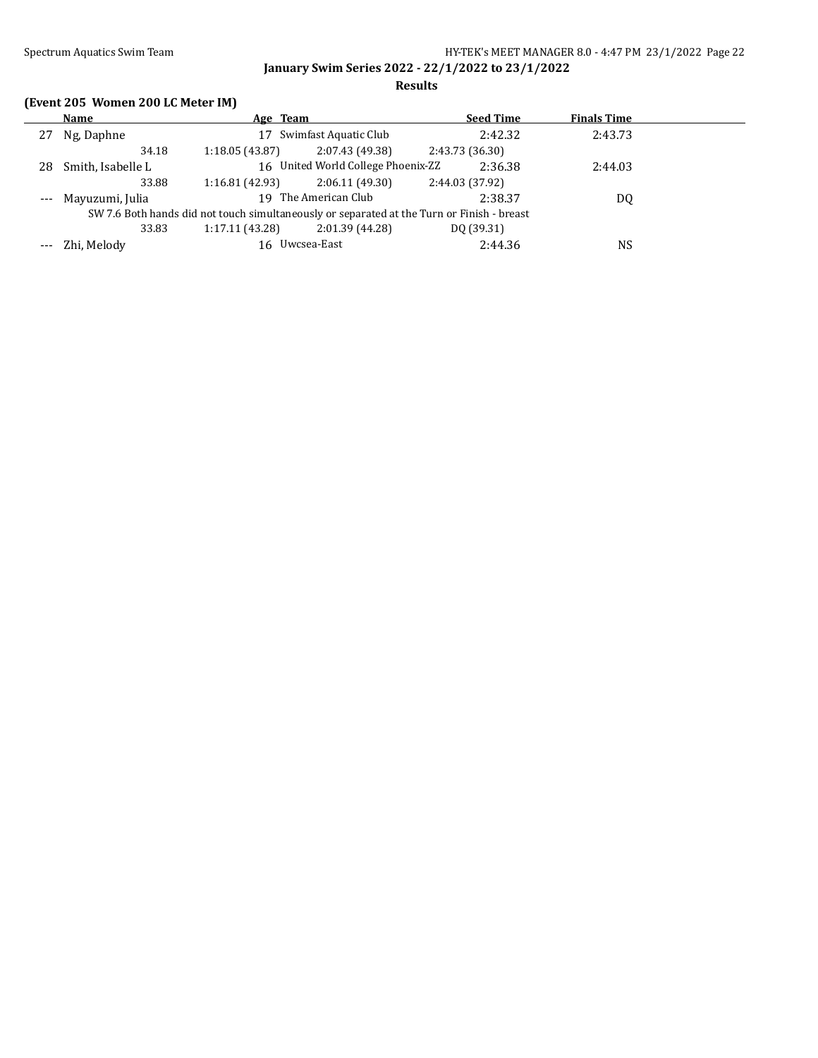**January Swim Series 2022 - 22/1/2022 to 23/1/2022**

**Results**

### (Event 205 Women 200 LC Meter IM)

| | Name | Age | Team | Seed Time | Finals Time |
|---|---|---|---|---|---|
| 27 | Ng, Daphne | 17 | Swimfast Aquatic Club | 2:42.32 | 2:43.73 |
| | 34.18 | 1:18.05 (43.87) | 2:07.43 (49.38) | 2:43.73 (36.30) | |
| 28 | Smith, Isabelle L | 16 | United World College Phoenix-ZZ | 2:36.38 | 2:44.03 |
| | 33.88 | 1:16.81 (42.93) | 2:06.11 (49.30) | 2:44.03 (37.92) | |
| --- | Mayuzumi, Julia | 19 | The American Club | 2:38.37 | DQ |
| | SW 7.6 Both hands did not touch simultaneously or separated at the Turn or Finish - breast | | | | |
| | 33.83 | 1:17.11 (43.28) | 2:01.39 (44.28) | DQ (39.31) | |
| --- | Zhi, Melody | 16 | Uwcsea-East | 2:44.36 | NS |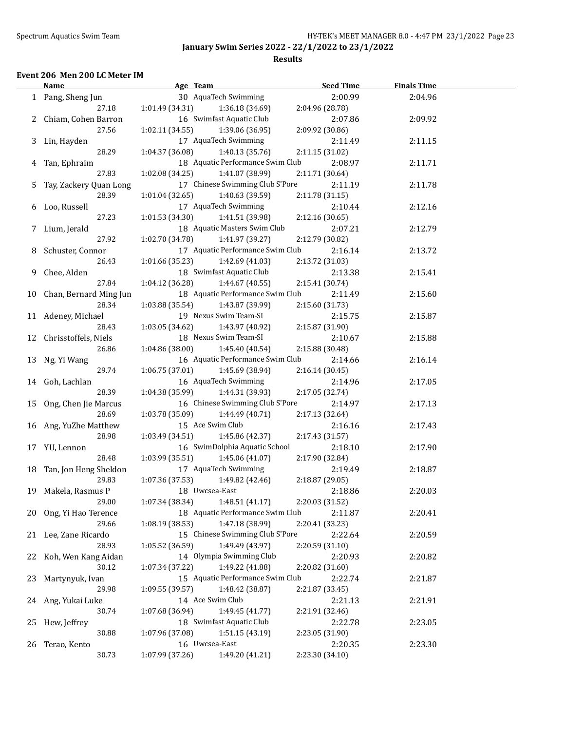# January Swim Series 2022 - 22/1/2022 to 23/1/2022

## Results

### Event 206 Men 200 LC Meter IM

| | Name | Age | Team | Seed Time | Finals Time |
|---|---|---|---|---|---|
| 1 | Pang, Sheng Jun | 30 | AquaTech Swimming | 2:00.99 | 2:04.96 |
| | 27.18 | 1:01.49 (34.31) | 1:36.18 (34.69) | 2:04.96 (28.78) | |
| 2 | Chiam, Cohen Barron | 16 | Swimfast Aquatic Club | 2:07.86 | 2:09.92 |
| | 27.56 | 1:02.11 (34.55) | 1:39.06 (36.95) | 2:09.92 (30.86) | |
| 3 | Lin, Hayden | 17 | AquaTech Swimming | 2:11.49 | 2:11.15 |
| | 28.29 | 1:04.37 (36.08) | 1:40.13 (35.76) | 2:11.15 (31.02) | |
| 4 | Tan, Ephraim | 18 | Aquatic Performance Swim Club | 2:08.97 | 2:11.71 |
| | 27.83 | 1:02.08 (34.25) | 1:41.07 (38.99) | 2:11.71 (30.64) | |
| 5 | Tay, Zackery Quan Long | 17 | Chinese Swimming Club S'Pore | 2:11.19 | 2:11.78 |
| | 28.39 | 1:01.04 (32.65) | 1:40.63 (39.59) | 2:11.78 (31.15) | |
| 6 | Loo, Russell | 17 | AquaTech Swimming | 2:10.44 | 2:12.16 |
| | 27.23 | 1:01.53 (34.30) | 1:41.51 (39.98) | 2:12.16 (30.65) | |
| 7 | Lium, Jerald | 18 | Aquatic Masters Swim Club | 2:07.21 | 2:12.79 |
| | 27.92 | 1:02.70 (34.78) | 1:41.97 (39.27) | 2:12.79 (30.82) | |
| 8 | Schuster, Connor | 17 | Aquatic Performance Swim Club | 2:16.14 | 2:13.72 |
| | 26.43 | 1:01.66 (35.23) | 1:42.69 (41.03) | 2:13.72 (31.03) | |
| 9 | Chee, Alden | 18 | Swimfast Aquatic Club | 2:13.38 | 2:15.41 |
| | 27.84 | 1:04.12 (36.28) | 1:44.67 (40.55) | 2:15.41 (30.74) | |
| 10 | Chan, Bernard Ming Jun | 18 | Aquatic Performance Swim Club | 2:11.49 | 2:15.60 |
| | 28.34 | 1:03.88 (35.54) | 1:43.87 (39.99) | 2:15.60 (31.73) | |
| 11 | Adeney, Michael | 19 | Nexus Swim Team-SI | 2:15.75 | 2:15.87 |
| | 28.43 | 1:03.05 (34.62) | 1:43.97 (40.92) | 2:15.87 (31.90) | |
| 12 | Chrisstoffels, Niels | 18 | Nexus Swim Team-SI | 2:10.67 | 2:15.88 |
| | 26.86 | 1:04.86 (38.00) | 1:45.40 (40.54) | 2:15.88 (30.48) | |
| 13 | Ng, Yi Wang | 16 | Aquatic Performance Swim Club | 2:14.66 | 2:16.14 |
| | 29.74 | 1:06.75 (37.01) | 1:45.69 (38.94) | 2:16.14 (30.45) | |
| 14 | Goh, Lachlan | 16 | AquaTech Swimming | 2:14.96 | 2:17.05 |
| | 28.39 | 1:04.38 (35.99) | 1:44.31 (39.93) | 2:17.05 (32.74) | |
| 15 | Ong, Chen Jie Marcus | 16 | Chinese Swimming Club S'Pore | 2:14.97 | 2:17.13 |
| | 28.69 | 1:03.78 (35.09) | 1:44.49 (40.71) | 2:17.13 (32.64) | |
| 16 | Ang, YuZhe Matthew | 15 | Ace Swim Club | 2:16.16 | 2:17.43 |
| | 28.98 | 1:03.49 (34.51) | 1:45.86 (42.37) | 2:17.43 (31.57) | |
| 17 | YU, Lennon | 16 | SwimDolphia Aquatic School | 2:18.10 | 2:17.90 |
| | 28.48 | 1:03.99 (35.51) | 1:45.06 (41.07) | 2:17.90 (32.84) | |
| 18 | Tan, Jon Heng Sheldon | 17 | AquaTech Swimming | 2:19.49 | 2:18.87 |
| | 29.83 | 1:07.36 (37.53) | 1:49.82 (42.46) | 2:18.87 (29.05) | |
| 19 | Makela, Rasmus P | 18 | Uwcsea-East | 2:18.86 | 2:20.03 |
| | 29.00 | 1:07.34 (38.34) | 1:48.51 (41.17) | 2:20.03 (31.52) | |
| 20 | Ong, Yi Hao Terence | 18 | Aquatic Performance Swim Club | 2:11.87 | 2:20.41 |
| | 29.66 | 1:08.19 (38.53) | 1:47.18 (38.99) | 2:20.41 (33.23) | |
| 21 | Lee, Zane Ricardo | 15 | Chinese Swimming Club S'Pore | 2:22.64 | 2:20.59 |
| | 28.93 | 1:05.52 (36.59) | 1:49.49 (43.97) | 2:20.59 (31.10) | |
| 22 | Koh, Wen Kang Aidan | 14 | Olympia Swimming Club | 2:20.93 | 2:20.82 |
| | 30.12 | 1:07.34 (37.22) | 1:49.22 (41.88) | 2:20.82 (31.60) | |
| 23 | Martynyuk, Ivan | 15 | Aquatic Performance Swim Club | 2:22.74 | 2:21.87 |
| | 29.98 | 1:09.55 (39.57) | 1:48.42 (38.87) | 2:21.87 (33.45) | |
| 24 | Ang, Yukai Luke | 14 | Ace Swim Club | 2:21.13 | 2:21.91 |
| | 30.74 | 1:07.68 (36.94) | 1:49.45 (41.77) | 2:21.91 (32.46) | |
| 25 | Hew, Jeffrey | 18 | Swimfast Aquatic Club | 2:22.78 | 2:23.05 |
| | 30.88 | 1:07.96 (37.08) | 1:51.15 (43.19) | 2:23.05 (31.90) | |
| 26 | Terao, Kento | 16 | Uwcsea-East | 2:20.35 | 2:23.30 |
| | 30.73 | 1:07.99 (37.26) | 1:49.20 (41.21) | 2:23.30 (34.10) | |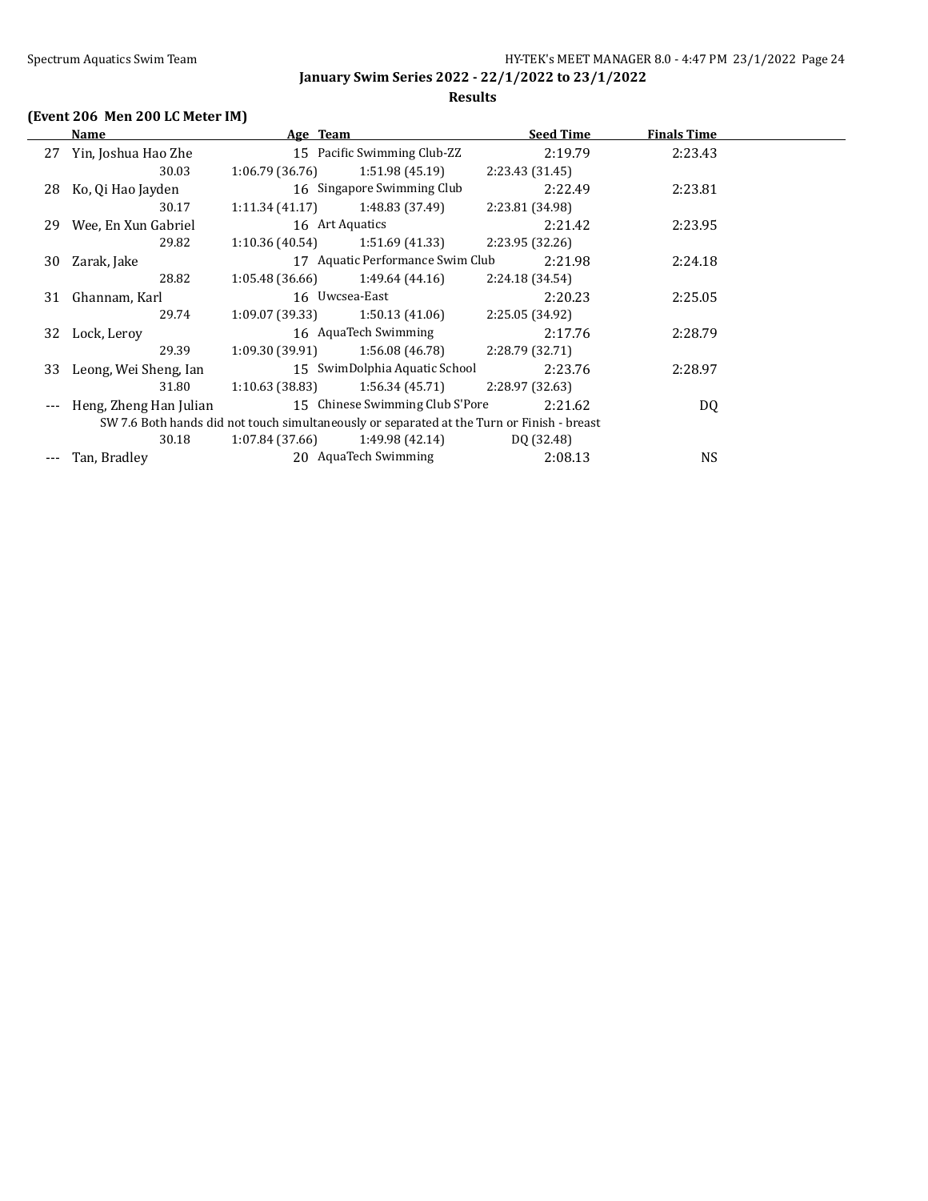## January Swim Series 2022 - 22/1/2022 to 23/1/2022

### Results

**(Event 206 Men 200 LC Meter IM)**

| | Name | Age | Team | Seed Time | Finals Time |
|---|---|---|---|---|---|
| 27 | Yin, Joshua Hao Zhe | 15 | Pacific Swimming Club-ZZ | 2:19.79 | 2:23.43 |
| | 30.03 | 1:06.79 (36.76) | 1:51.98 (45.19) | 2:23.43 (31.45) | |
| 28 | Ko, Qi Hao Jayden | 16 | Singapore Swimming Club | 2:22.49 | 2:23.81 |
| | 30.17 | 1:11.34 (41.17) | 1:48.83 (37.49) | 2:23.81 (34.98) | |
| 29 | Wee, En Xun Gabriel | 16 | Art Aquatics | 2:21.42 | 2:23.95 |
| | 29.82 | 1:10.36 (40.54) | 1:51.69 (41.33) | 2:23.95 (32.26) | |
| 30 | Zarak, Jake | 17 | Aquatic Performance Swim Club | 2:21.98 | 2:24.18 |
| | 28.82 | 1:05.48 (36.66) | 1:49.64 (44.16) | 2:24.18 (34.54) | |
| 31 | Ghannam, Karl | 16 | Uwcsea-East | 2:20.23 | 2:25.05 |
| | 29.74 | 1:09.07 (39.33) | 1:50.13 (41.06) | 2:25.05 (34.92) | |
| 32 | Lock, Leroy | 16 | AquaTech Swimming | 2:17.76 | 2:28.79 |
| | 29.39 | 1:09.30 (39.91) | 1:56.08 (46.78) | 2:28.79 (32.71) | |
| 33 | Leong, Wei Sheng, Ian | 15 | SwimDolphia Aquatic School | 2:23.76 | 2:28.97 |
| | 31.80 | 1:10.63 (38.83) | 1:56.34 (45.71) | 2:28.97 (32.63) | |
| --- | Heng, Zheng Han Julian | 15 | Chinese Swimming Club S'Pore | 2:21.62 | DQ |
| | SW 7.6 Both hands did not touch simultaneously or separated at the Turn or Finish - breast | | | | |
| | 30.18 | 1:07.84 (37.66) | 1:49.98 (42.14) | DQ (32.48) | |
| --- | Tan, Bradley | 20 | AquaTech Swimming | 2:08.13 | NS |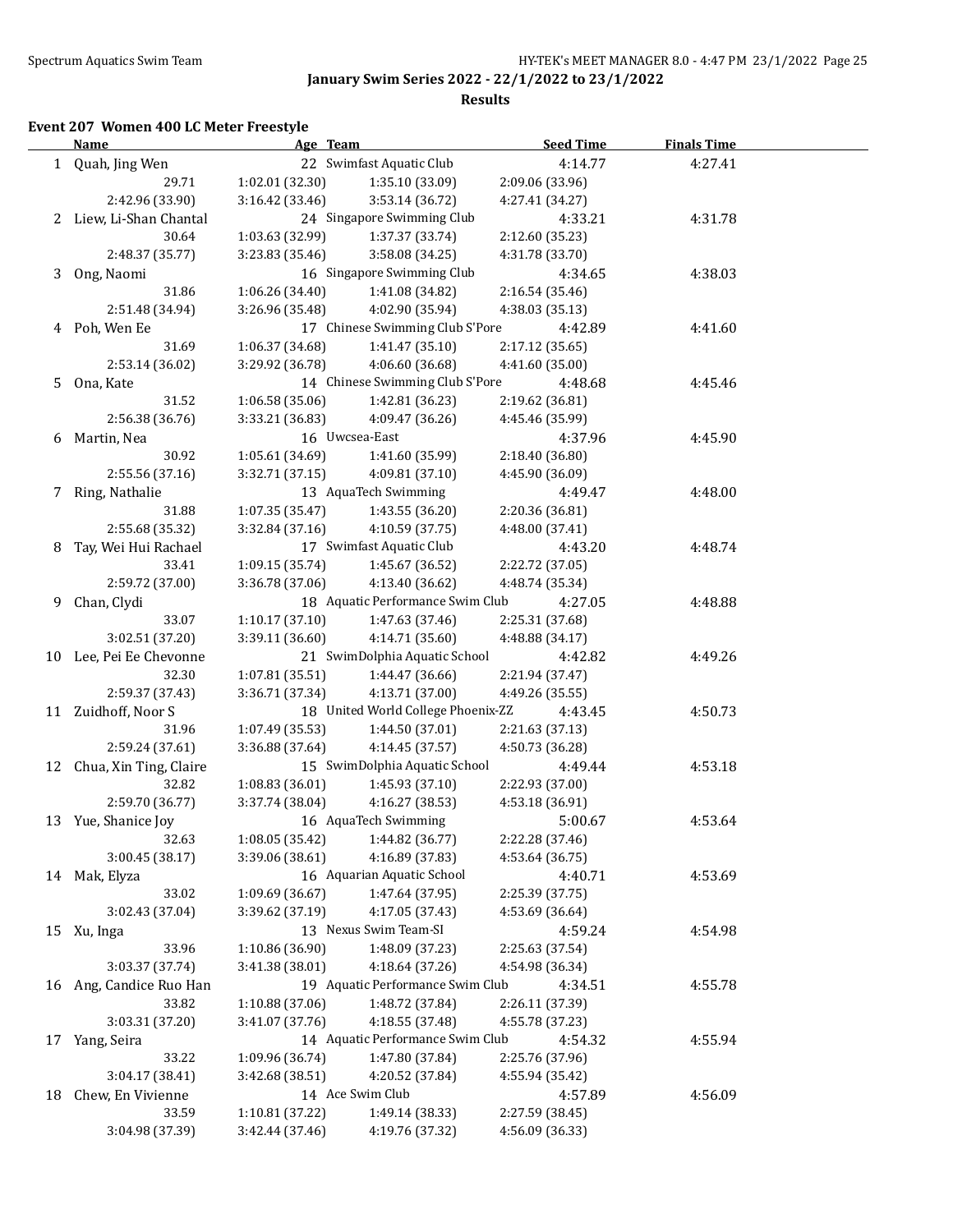January Swim Series 2022 - 22/1/2022 to 23/1/2022

**Results**

### Event 207 Women 400 LC Meter Freestyle

| | Name | Age | Team | Seed Time | Finals Time |
|---|---|---|---|---|---|
| 1 | Quah, Jing Wen | 22 | Swimfast Aquatic Club | 4:14.77 | 4:27.41 |
| | 29.71 | 1:02.01 (32.30) | 1:35.10 (33.09) | 2:09.06 (33.96) | |
| | 2:42.96 (33.90) | 3:16.42 (33.46) | 3:53.14 (36.72) | 4:27.41 (34.27) | |
| 2 | Liew, Li-Shan Chantal | 24 | Singapore Swimming Club | 4:33.21 | 4:31.78 |
| | 30.64 | 1:03.63 (32.99) | 1:37.37 (33.74) | 2:12.60 (35.23) | |
| | 2:48.37 (35.77) | 3:23.83 (35.46) | 3:58.08 (34.25) | 4:31.78 (33.70) | |
| 3 | Ong, Naomi | 16 | Singapore Swimming Club | 4:34.65 | 4:38.03 |
| | 31.86 | 1:06.26 (34.40) | 1:41.08 (34.82) | 2:16.54 (35.46) | |
| | 2:51.48 (34.94) | 3:26.96 (35.48) | 4:02.90 (35.94) | 4:38.03 (35.13) | |
| 4 | Poh, Wen Ee | 17 | Chinese Swimming Club S'Pore | 4:42.89 | 4:41.60 |
| | 31.69 | 1:06.37 (34.68) | 1:41.47 (35.10) | 2:17.12 (35.65) | |
| | 2:53.14 (36.02) | 3:29.92 (36.78) | 4:06.60 (36.68) | 4:41.60 (35.00) | |
| 5 | Ona, Kate | 14 | Chinese Swimming Club S'Pore | 4:48.68 | 4:45.46 |
| | 31.52 | 1:06.58 (35.06) | 1:42.81 (36.23) | 2:19.62 (36.81) | |
| | 2:56.38 (36.76) | 3:33.21 (36.83) | 4:09.47 (36.26) | 4:45.46 (35.99) | |
| 6 | Martin, Nea | 16 | Uwcsea-East | 4:37.96 | 4:45.90 |
| | 30.92 | 1:05.61 (34.69) | 1:41.60 (35.99) | 2:18.40 (36.80) | |
| | 2:55.56 (37.16) | 3:32.71 (37.15) | 4:09.81 (37.10) | 4:45.90 (36.09) | |
| 7 | Ring, Nathalie | 13 | AquaTech Swimming | 4:49.47 | 4:48.00 |
| | 31.88 | 1:07.35 (35.47) | 1:43.55 (36.20) | 2:20.36 (36.81) | |
| | 2:55.68 (35.32) | 3:32.84 (37.16) | 4:10.59 (37.75) | 4:48.00 (37.41) | |
| 8 | Tay, Wei Hui Rachael | 17 | Swimfast Aquatic Club | 4:43.20 | 4:48.74 |
| | 33.41 | 1:09.15 (35.74) | 1:45.67 (36.52) | 2:22.72 (37.05) | |
| | 2:59.72 (37.00) | 3:36.78 (37.06) | 4:13.40 (36.62) | 4:48.74 (35.34) | |
| 9 | Chan, Clydi | 18 | Aquatic Performance Swim Club | 4:27.05 | 4:48.88 |
| | 33.07 | 1:10.17 (37.10) | 1:47.63 (37.46) | 2:25.31 (37.68) | |
| | 3:02.51 (37.20) | 3:39.11 (36.60) | 4:14.71 (35.60) | 4:48.88 (34.17) | |
| 10 | Lee, Pei Ee Chevonne | 21 | SwimDolphia Aquatic School | 4:42.82 | 4:49.26 |
| | 32.30 | 1:07.81 (35.51) | 1:44.47 (36.66) | 2:21.94 (37.47) | |
| | 2:59.37 (37.43) | 3:36.71 (37.34) | 4:13.71 (37.00) | 4:49.26 (35.55) | |
| 11 | Zuidhoff, Noor S | 18 | United World College Phoenix-ZZ | 4:43.45 | 4:50.73 |
| | 31.96 | 1:07.49 (35.53) | 1:44.50 (37.01) | 2:21.63 (37.13) | |
| | 2:59.24 (37.61) | 3:36.88 (37.64) | 4:14.45 (37.57) | 4:50.73 (36.28) | |
| 12 | Chua, Xin Ting, Claire | 15 | SwimDolphia Aquatic School | 4:49.44 | 4:53.18 |
| | 32.82 | 1:08.83 (36.01) | 1:45.93 (37.10) | 2:22.93 (37.00) | |
| | 2:59.70 (36.77) | 3:37.74 (38.04) | 4:16.27 (38.53) | 4:53.18 (36.91) | |
| 13 | Yue, Shanice Joy | 16 | AquaTech Swimming | 5:00.67 | 4:53.64 |
| | 32.63 | 1:08.05 (35.42) | 1:44.82 (36.77) | 2:22.28 (37.46) | |
| | 3:00.45 (38.17) | 3:39.06 (38.61) | 4:16.89 (37.83) | 4:53.64 (36.75) | |
| 14 | Mak, Elyza | 16 | Aquarian Aquatic School | 4:40.71 | 4:53.69 |
| | 33.02 | 1:09.69 (36.67) | 1:47.64 (37.95) | 2:25.39 (37.75) | |
| | 3:02.43 (37.04) | 3:39.62 (37.19) | 4:17.05 (37.43) | 4:53.69 (36.64) | |
| 15 | Xu, Inga | 13 | Nexus Swim Team-SI | 4:59.24 | 4:54.98 |
| | 33.96 | 1:10.86 (36.90) | 1:48.09 (37.23) | 2:25.63 (37.54) | |
| | 3:03.37 (37.74) | 3:41.38 (38.01) | 4:18.64 (37.26) | 4:54.98 (36.34) | |
| 16 | Ang, Candice Ruo Han | 19 | Aquatic Performance Swim Club | 4:34.51 | 4:55.78 |
| | 33.82 | 1:10.88 (37.06) | 1:48.72 (37.84) | 2:26.11 (37.39) | |
| | 3:03.31 (37.20) | 3:41.07 (37.76) | 4:18.55 (37.48) | 4:55.78 (37.23) | |
| 17 | Yang, Seira | 14 | Aquatic Performance Swim Club | 4:54.32 | 4:55.94 |
| | 33.22 | 1:09.96 (36.74) | 1:47.80 (37.84) | 2:25.76 (37.96) | |
| | 3:04.17 (38.41) | 3:42.68 (38.51) | 4:20.52 (37.84) | 4:55.94 (35.42) | |
| 18 | Chew, En Vivienne | 14 | Ace Swim Club | 4:57.89 | 4:56.09 |
| | 33.59 | 1:10.81 (37.22) | 1:49.14 (38.33) | 2:27.59 (38.45) | |
| | 3:04.98 (37.39) | 3:42.44 (37.46) | 4:19.76 (37.32) | 4:56.09 (36.33) | |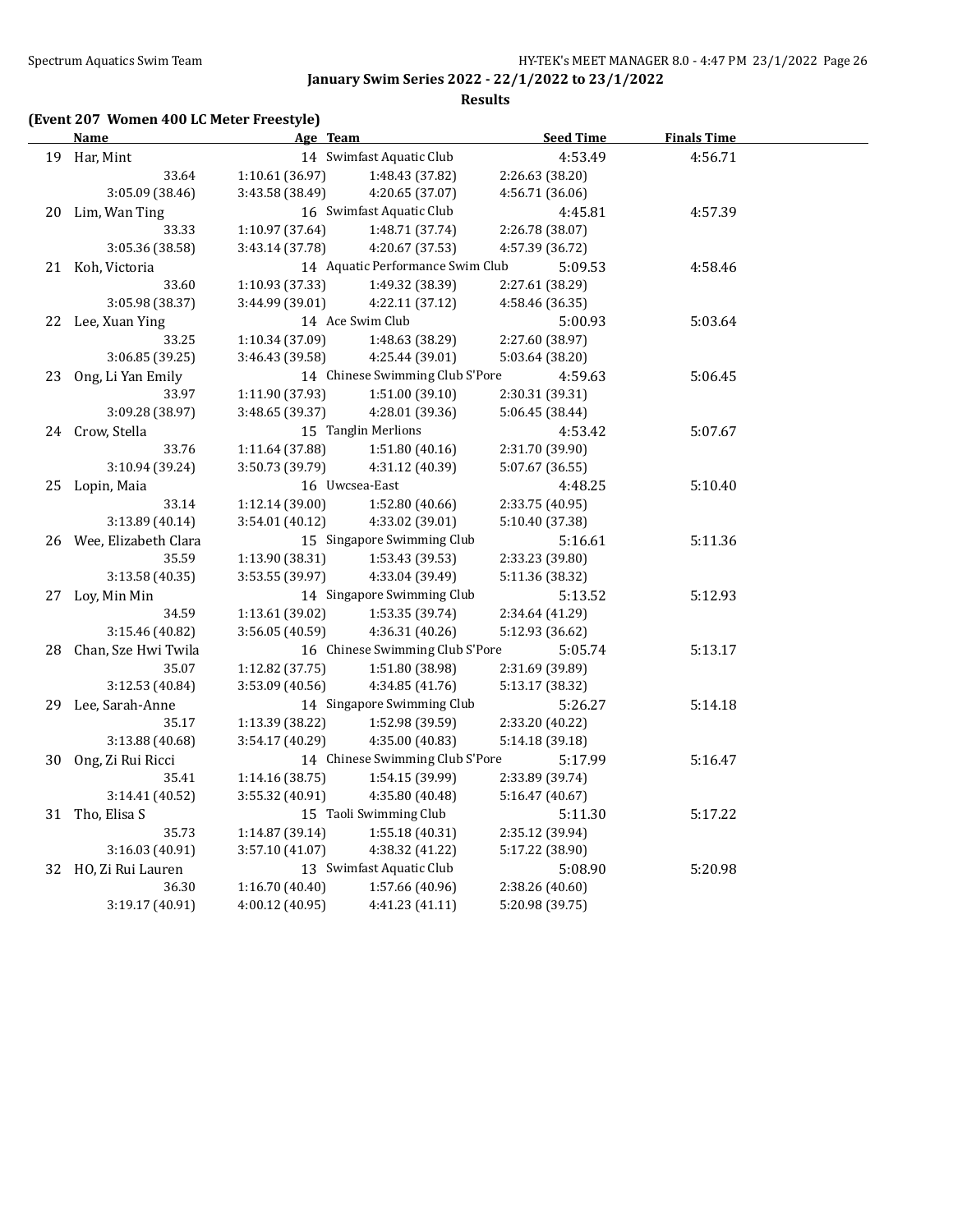## January Swim Series 2022 - 22/1/2022 to 23/1/2022

### Results

#### (Event 207 Women 400 LC Meter Freestyle)

| | Name | Age | Team | Seed Time | Finals Time |
|---|---|---|---|---|---|
| 19 | Har, Mint | 14 | Swimfast Aquatic Club | 4:53.49 | 4:56.71 |
| | 33.64 | 1:10.61 (36.97) | 1:48.43 (37.82) | 2:26.63 (38.20) | |
| | 3:05.09 (38.46) | 3:43.58 (38.49) | 4:20.65 (37.07) | 4:56.71 (36.06) | |
| 20 | Lim, Wan Ting | 16 | Swimfast Aquatic Club | 4:45.81 | 4:57.39 |
| | 33.33 | 1:10.97 (37.64) | 1:48.71 (37.74) | 2:26.78 (38.07) | |
| | 3:05.36 (38.58) | 3:43.14 (37.78) | 4:20.67 (37.53) | 4:57.39 (36.72) | |
| 21 | Koh, Victoria | 14 | Aquatic Performance Swim Club | 5:09.53 | 4:58.46 |
| | 33.60 | 1:10.93 (37.33) | 1:49.32 (38.39) | 2:27.61 (38.29) | |
| | 3:05.98 (38.37) | 3:44.99 (39.01) | 4:22.11 (37.12) | 4:58.46 (36.35) | |
| 22 | Lee, Xuan Ying | 14 | Ace Swim Club | 5:00.93 | 5:03.64 |
| | 33.25 | 1:10.34 (37.09) | 1:48.63 (38.29) | 2:27.60 (38.97) | |
| | 3:06.85 (39.25) | 3:46.43 (39.58) | 4:25.44 (39.01) | 5:03.64 (38.20) | |
| 23 | Ong, Li Yan Emily | 14 | Chinese Swimming Club S'Pore | 4:59.63 | 5:06.45 |
| | 33.97 | 1:11.90 (37.93) | 1:51.00 (39.10) | 2:30.31 (39.31) | |
| | 3:09.28 (38.97) | 3:48.65 (39.37) | 4:28.01 (39.36) | 5:06.45 (38.44) | |
| 24 | Crow, Stella | 15 | Tanglin Merlions | 4:53.42 | 5:07.67 |
| | 33.76 | 1:11.64 (37.88) | 1:51.80 (40.16) | 2:31.70 (39.90) | |
| | 3:10.94 (39.24) | 3:50.73 (39.79) | 4:31.12 (40.39) | 5:07.67 (36.55) | |
| 25 | Lopin, Maia | 16 | Uwcsea-East | 4:48.25 | 5:10.40 |
| | 33.14 | 1:12.14 (39.00) | 1:52.80 (40.66) | 2:33.75 (40.95) | |
| | 3:13.89 (40.14) | 3:54.01 (40.12) | 4:33.02 (39.01) | 5:10.40 (37.38) | |
| 26 | Wee, Elizabeth Clara | 15 | Singapore Swimming Club | 5:16.61 | 5:11.36 |
| | 35.59 | 1:13.90 (38.31) | 1:53.43 (39.53) | 2:33.23 (39.80) | |
| | 3:13.58 (40.35) | 3:53.55 (39.97) | 4:33.04 (39.49) | 5:11.36 (38.32) | |
| 27 | Loy, Min Min | 14 | Singapore Swimming Club | 5:13.52 | 5:12.93 |
| | 34.59 | 1:13.61 (39.02) | 1:53.35 (39.74) | 2:34.64 (41.29) | |
| | 3:15.46 (40.82) | 3:56.05 (40.59) | 4:36.31 (40.26) | 5:12.93 (36.62) | |
| 28 | Chan, Sze Hwi Twila | 16 | Chinese Swimming Club S'Pore | 5:05.74 | 5:13.17 |
| | 35.07 | 1:12.82 (37.75) | 1:51.80 (38.98) | 2:31.69 (39.89) | |
| | 3:12.53 (40.84) | 3:53.09 (40.56) | 4:34.85 (41.76) | 5:13.17 (38.32) | |
| 29 | Lee, Sarah-Anne | 14 | Singapore Swimming Club | 5:26.27 | 5:14.18 |
| | 35.17 | 1:13.39 (38.22) | 1:52.98 (39.59) | 2:33.20 (40.22) | |
| | 3:13.88 (40.68) | 3:54.17 (40.29) | 4:35.00 (40.83) | 5:14.18 (39.18) | |
| 30 | Ong, Zi Rui Ricci | 14 | Chinese Swimming Club S'Pore | 5:17.99 | 5:16.47 |
| | 35.41 | 1:14.16 (38.75) | 1:54.15 (39.99) | 2:33.89 (39.74) | |
| | 3:14.41 (40.52) | 3:55.32 (40.91) | 4:35.80 (40.48) | 5:16.47 (40.67) | |
| 31 | Tho, Elisa S | 15 | Taoli Swimming Club | 5:11.30 | 5:17.22 |
| | 35.73 | 1:14.87 (39.14) | 1:55.18 (40.31) | 2:35.12 (39.94) | |
| | 3:16.03 (40.91) | 3:57.10 (41.07) | 4:38.32 (41.22) | 5:17.22 (38.90) | |
| 32 | HO, Zi Rui Lauren | 13 | Swimfast Aquatic Club | 5:08.90 | 5:20.98 |
| | 36.30 | 1:16.70 (40.40) | 1:57.66 (40.96) | 2:38.26 (40.60) | |
| | 3:19.17 (40.91) | 4:00.12 (40.95) | 4:41.23 (41.11) | 5:20.98 (39.75) | |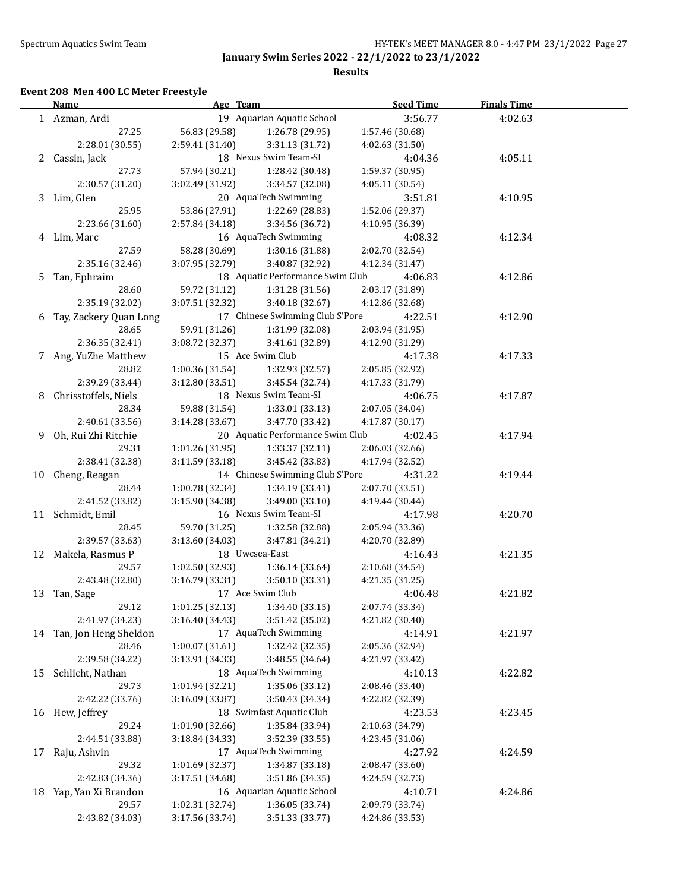**January Swim Series 2022 - 22/1/2022 to 23/1/2022**

**Results**

### Event 208 Men 400 LC Meter Freestyle

| | Name | Age | Team | Seed Time | Finals Time |
|---|---|---|---|---|---|
| 1 | Azman, Ardi | 19 | Aquarian Aquatic School | 3:56.77 | 4:02.63 |
| | 27.25 | 56.83 (29.58) | 1:26.78 (29.95) | 1:57.46 (30.68) | |
| | 2:28.01 (30.55) | 2:59.41 (31.40) | 3:31.13 (31.72) | 4:02.63 (31.50) | |
| 2 | Cassin, Jack | 18 | Nexus Swim Team-SI | 4:04.36 | 4:05.11 |
| | 27.73 | 57.94 (30.21) | 1:28.42 (30.48) | 1:59.37 (30.95) | |
| | 2:30.57 (31.20) | 3:02.49 (31.92) | 3:34.57 (32.08) | 4:05.11 (30.54) | |
| 3 | Lim, Glen | 20 | AquaTech Swimming | 3:51.81 | 4:10.95 |
| | 25.95 | 53.86 (27.91) | 1:22.69 (28.83) | 1:52.06 (29.37) | |
| | 2:23.66 (31.60) | 2:57.84 (34.18) | 3:34.56 (36.72) | 4:10.95 (36.39) | |
| 4 | Lim, Marc | 16 | AquaTech Swimming | 4:08.32 | 4:12.34 |
| | 27.59 | 58.28 (30.69) | 1:30.16 (31.88) | 2:02.70 (32.54) | |
| | 2:35.16 (32.46) | 3:07.95 (32.79) | 3:40.87 (32.92) | 4:12.34 (31.47) | |
| 5 | Tan, Ephraim | 18 | Aquatic Performance Swim Club | 4:06.83 | 4:12.86 |
| | 28.60 | 59.72 (31.12) | 1:31.28 (31.56) | 2:03.17 (31.89) | |
| | 2:35.19 (32.02) | 3:07.51 (32.32) | 3:40.18 (32.67) | 4:12.86 (32.68) | |
| 6 | Tay, Zackery Quan Long | 17 | Chinese Swimming Club S'Pore | 4:22.51 | 4:12.90 |
| | 28.65 | 59.91 (31.26) | 1:31.99 (32.08) | 2:03.94 (31.95) | |
| | 2:36.35 (32.41) | 3:08.72 (32.37) | 3:41.61 (32.89) | 4:12.90 (31.29) | |
| 7 | Ang, YuZhe Matthew | 15 | Ace Swim Club | 4:17.38 | 4:17.33 |
| | 28.82 | 1:00.36 (31.54) | 1:32.93 (32.57) | 2:05.85 (32.92) | |
| | 2:39.29 (33.44) | 3:12.80 (33.51) | 3:45.54 (32.74) | 4:17.33 (31.79) | |
| 8 | Chrisstoffels, Niels | 18 | Nexus Swim Team-SI | 4:06.75 | 4:17.87 |
| | 28.34 | 59.88 (31.54) | 1:33.01 (33.13) | 2:07.05 (34.04) | |
| | 2:40.61 (33.56) | 3:14.28 (33.67) | 3:47.70 (33.42) | 4:17.87 (30.17) | |
| 9 | Oh, Rui Zhi Ritchie | 20 | Aquatic Performance Swim Club | 4:02.45 | 4:17.94 |
| | 29.31 | 1:01.26 (31.95) | 1:33.37 (32.11) | 2:06.03 (32.66) | |
| | 2:38.41 (32.38) | 3:11.59 (33.18) | 3:45.42 (33.83) | 4:17.94 (32.52) | |
| 10 | Cheng, Reagan | 14 | Chinese Swimming Club S'Pore | 4:31.22 | 4:19.44 |
| | 28.44 | 1:00.78 (32.34) | 1:34.19 (33.41) | 2:07.70 (33.51) | |
| | 2:41.52 (33.82) | 3:15.90 (34.38) | 3:49.00 (33.10) | 4:19.44 (30.44) | |
| 11 | Schmidt, Emil | 16 | Nexus Swim Team-SI | 4:17.98 | 4:20.70 |
| | 28.45 | 59.70 (31.25) | 1:32.58 (32.88) | 2:05.94 (33.36) | |
| | 2:39.57 (33.63) | 3:13.60 (34.03) | 3:47.81 (34.21) | 4:20.70 (32.89) | |
| 12 | Makela, Rasmus P | 18 | Uwcsea-East | 4:16.43 | 4:21.35 |
| | 29.57 | 1:02.50 (32.93) | 1:36.14 (33.64) | 2:10.68 (34.54) | |
| | 2:43.48 (32.80) | 3:16.79 (33.31) | 3:50.10 (33.31) | 4:21.35 (31.25) | |
| 13 | Tan, Sage | 17 | Ace Swim Club | 4:06.48 | 4:21.82 |
| | 29.12 | 1:01.25 (32.13) | 1:34.40 (33.15) | 2:07.74 (33.34) | |
| | 2:41.97 (34.23) | 3:16.40 (34.43) | 3:51.42 (35.02) | 4:21.82 (30.40) | |
| 14 | Tan, Jon Heng Sheldon | 17 | AquaTech Swimming | 4:14.91 | 4:21.97 |
| | 28.46 | 1:00.07 (31.61) | 1:32.42 (32.35) | 2:05.36 (32.94) | |
| | 2:39.58 (34.22) | 3:13.91 (34.33) | 3:48.55 (34.64) | 4:21.97 (33.42) | |
| 15 | Schlicht, Nathan | 18 | AquaTech Swimming | 4:10.13 | 4:22.82 |
| | 29.73 | 1:01.94 (32.21) | 1:35.06 (33.12) | 2:08.46 (33.40) | |
| | 2:42.22 (33.76) | 3:16.09 (33.87) | 3:50.43 (34.34) | 4:22.82 (32.39) | |
| 16 | Hew, Jeffrey | 18 | Swimfast Aquatic Club | 4:23.53 | 4:23.45 |
| | 29.24 | 1:01.90 (32.66) | 1:35.84 (33.94) | 2:10.63 (34.79) | |
| | 2:44.51 (33.88) | 3:18.84 (34.33) | 3:52.39 (33.55) | 4:23.45 (31.06) | |
| 17 | Raju, Ashvin | 17 | AquaTech Swimming | 4:27.92 | 4:24.59 |
| | 29.32 | 1:01.69 (32.37) | 1:34.87 (33.18) | 2:08.47 (33.60) | |
| | 2:42.83 (34.36) | 3:17.51 (34.68) | 3:51.86 (34.35) | 4:24.59 (32.73) | |
| 18 | Yap, Yan Xi Brandon | 16 | Aquarian Aquatic School | 4:10.71 | 4:24.86 |
| | 29.57 | 1:02.31 (32.74) | 1:36.05 (33.74) | 2:09.79 (33.74) | |
| | 2:43.82 (34.03) | 3:17.56 (33.74) | 3:51.33 (33.77) | 4:24.86 (33.53) | |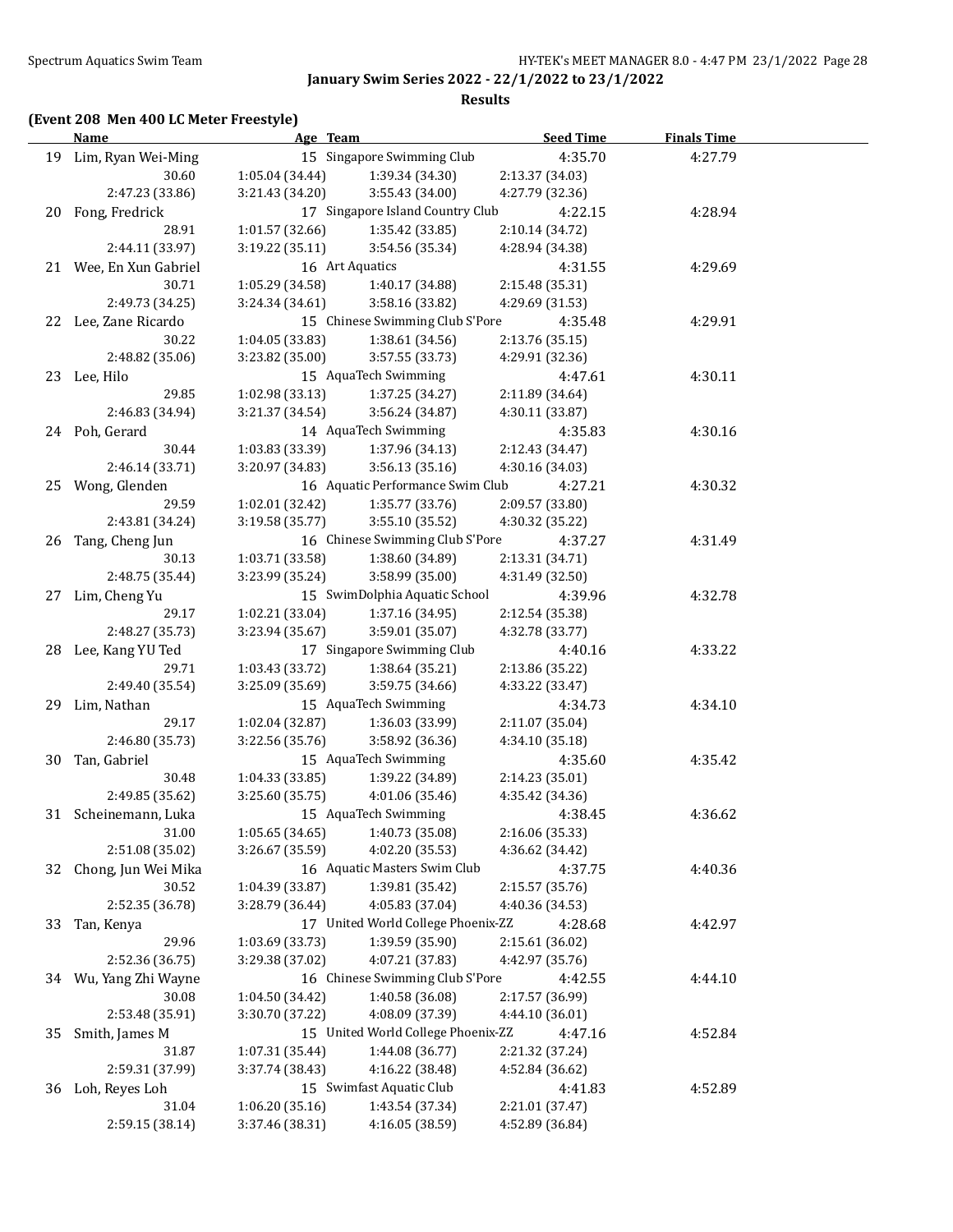**January Swim Series 2022 - 22/1/2022 to 23/1/2022**

**Results**

**(Event 208 Men 400 LC Meter Freestyle)**

| | Name | Age | Team | Seed Time | Finals Time |
|---|---|---|---|---|---|
| 19 | Lim, Ryan Wei-Ming | 15 | Singapore Swimming Club | 4:35.70 | 4:27.79 |
| | 30.60 | 1:05.04 (34.44) | 1:39.34 (34.30) | 2:13.37 (34.03) | |
| | 2:47.23 (33.86) | 3:21.43 (34.20) | 3:55.43 (34.00) | 4:27.79 (32.36) | |
| 20 | Fong, Fredrick | 17 | Singapore Island Country Club | 4:22.15 | 4:28.94 |
| | 28.91 | 1:01.57 (32.66) | 1:35.42 (33.85) | 2:10.14 (34.72) | |
| | 2:44.11 (33.97) | 3:19.22 (35.11) | 3:54.56 (35.34) | 4:28.94 (34.38) | |
| 21 | Wee, En Xun Gabriel | 16 | Art Aquatics | 4:31.55 | 4:29.69 |
| | 30.71 | 1:05.29 (34.58) | 1:40.17 (34.88) | 2:15.48 (35.31) | |
| | 2:49.73 (34.25) | 3:24.34 (34.61) | 3:58.16 (33.82) | 4:29.69 (31.53) | |
| 22 | Lee, Zane Ricardo | 15 | Chinese Swimming Club S'Pore | 4:35.48 | 4:29.91 |
| | 30.22 | 1:04.05 (33.83) | 1:38.61 (34.56) | 2:13.76 (35.15) | |
| | 2:48.82 (35.06) | 3:23.82 (35.00) | 3:57.55 (33.73) | 4:29.91 (32.36) | |
| 23 | Lee, Hilo | 15 | AquaTech Swimming | 4:47.61 | 4:30.11 |
| | 29.85 | 1:02.98 (33.13) | 1:37.25 (34.27) | 2:11.89 (34.64) | |
| | 2:46.83 (34.94) | 3:21.37 (34.54) | 3:56.24 (34.87) | 4:30.11 (33.87) | |
| 24 | Poh, Gerard | 14 | AquaTech Swimming | 4:35.83 | 4:30.16 |
| | 30.44 | 1:03.83 (33.39) | 1:37.96 (34.13) | 2:12.43 (34.47) | |
| | 2:46.14 (33.71) | 3:20.97 (34.83) | 3:56.13 (35.16) | 4:30.16 (34.03) | |
| 25 | Wong, Glenden | 16 | Aquatic Performance Swim Club | 4:27.21 | 4:30.32 |
| | 29.59 | 1:02.01 (32.42) | 1:35.77 (33.76) | 2:09.57 (33.80) | |
| | 2:43.81 (34.24) | 3:19.58 (35.77) | 3:55.10 (35.52) | 4:30.32 (35.22) | |
| 26 | Tang, Cheng Jun | 16 | Chinese Swimming Club S'Pore | 4:37.27 | 4:31.49 |
| | 30.13 | 1:03.71 (33.58) | 1:38.60 (34.89) | 2:13.31 (34.71) | |
| | 2:48.75 (35.44) | 3:23.99 (35.24) | 3:58.99 (35.00) | 4:31.49 (32.50) | |
| 27 | Lim, Cheng Yu | 15 | SwimDolphia Aquatic School | 4:39.96 | 4:32.78 |
| | 29.17 | 1:02.21 (33.04) | 1:37.16 (34.95) | 2:12.54 (35.38) | |
| | 2:48.27 (35.73) | 3:23.94 (35.67) | 3:59.01 (35.07) | 4:32.78 (33.77) | |
| 28 | Lee, Kang YU Ted | 17 | Singapore Swimming Club | 4:40.16 | 4:33.22 |
| | 29.71 | 1:03.43 (33.72) | 1:38.64 (35.21) | 2:13.86 (35.22) | |
| | 2:49.40 (35.54) | 3:25.09 (35.69) | 3:59.75 (34.66) | 4:33.22 (33.47) | |
| 29 | Lim, Nathan | 15 | AquaTech Swimming | 4:34.73 | 4:34.10 |
| | 29.17 | 1:02.04 (32.87) | 1:36.03 (33.99) | 2:11.07 (35.04) | |
| | 2:46.80 (35.73) | 3:22.56 (35.76) | 3:58.92 (36.36) | 4:34.10 (35.18) | |
| 30 | Tan, Gabriel | 15 | AquaTech Swimming | 4:35.60 | 4:35.42 |
| | 30.48 | 1:04.33 (33.85) | 1:39.22 (34.89) | 2:14.23 (35.01) | |
| | 2:49.85 (35.62) | 3:25.60 (35.75) | 4:01.06 (35.46) | 4:35.42 (34.36) | |
| 31 | Scheinemann, Luka | 15 | AquaTech Swimming | 4:38.45 | 4:36.62 |
| | 31.00 | 1:05.65 (34.65) | 1:40.73 (35.08) | 2:16.06 (35.33) | |
| | 2:51.08 (35.02) | 3:26.67 (35.59) | 4:02.20 (35.53) | 4:36.62 (34.42) | |
| 32 | Chong, Jun Wei Mika | 16 | Aquatic Masters Swim Club | 4:37.75 | 4:40.36 |
| | 30.52 | 1:04.39 (33.87) | 1:39.81 (35.42) | 2:15.57 (35.76) | |
| | 2:52.35 (36.78) | 3:28.79 (36.44) | 4:05.83 (37.04) | 4:40.36 (34.53) | |
| 33 | Tan, Kenya | 17 | United World College Phoenix-ZZ | 4:28.68 | 4:42.97 |
| | 29.96 | 1:03.69 (33.73) | 1:39.59 (35.90) | 2:15.61 (36.02) | |
| | 2:52.36 (36.75) | 3:29.38 (37.02) | 4:07.21 (37.83) | 4:42.97 (35.76) | |
| 34 | Wu, Yang Zhi Wayne | 16 | Chinese Swimming Club S'Pore | 4:42.55 | 4:44.10 |
| | 30.08 | 1:04.50 (34.42) | 1:40.58 (36.08) | 2:17.57 (36.99) | |
| | 2:53.48 (35.91) | 3:30.70 (37.22) | 4:08.09 (37.39) | 4:44.10 (36.01) | |
| 35 | Smith, James M | 15 | United World College Phoenix-ZZ | 4:47.16 | 4:52.84 |
| | 31.87 | 1:07.31 (35.44) | 1:44.08 (36.77) | 2:21.32 (37.24) | |
| | 2:59.31 (37.99) | 3:37.74 (38.43) | 4:16.22 (38.48) | 4:52.84 (36.62) | |
| 36 | Loh, Reyes Loh | 15 | Swimfast Aquatic Club | 4:41.83 | 4:52.89 |
| | 31.04 | 1:06.20 (35.16) | 1:43.54 (37.34) | 2:21.01 (37.47) | |
| | 2:59.15 (38.14) | 3:37.46 (38.31) | 4:16.05 (38.59) | 4:52.89 (36.84) | |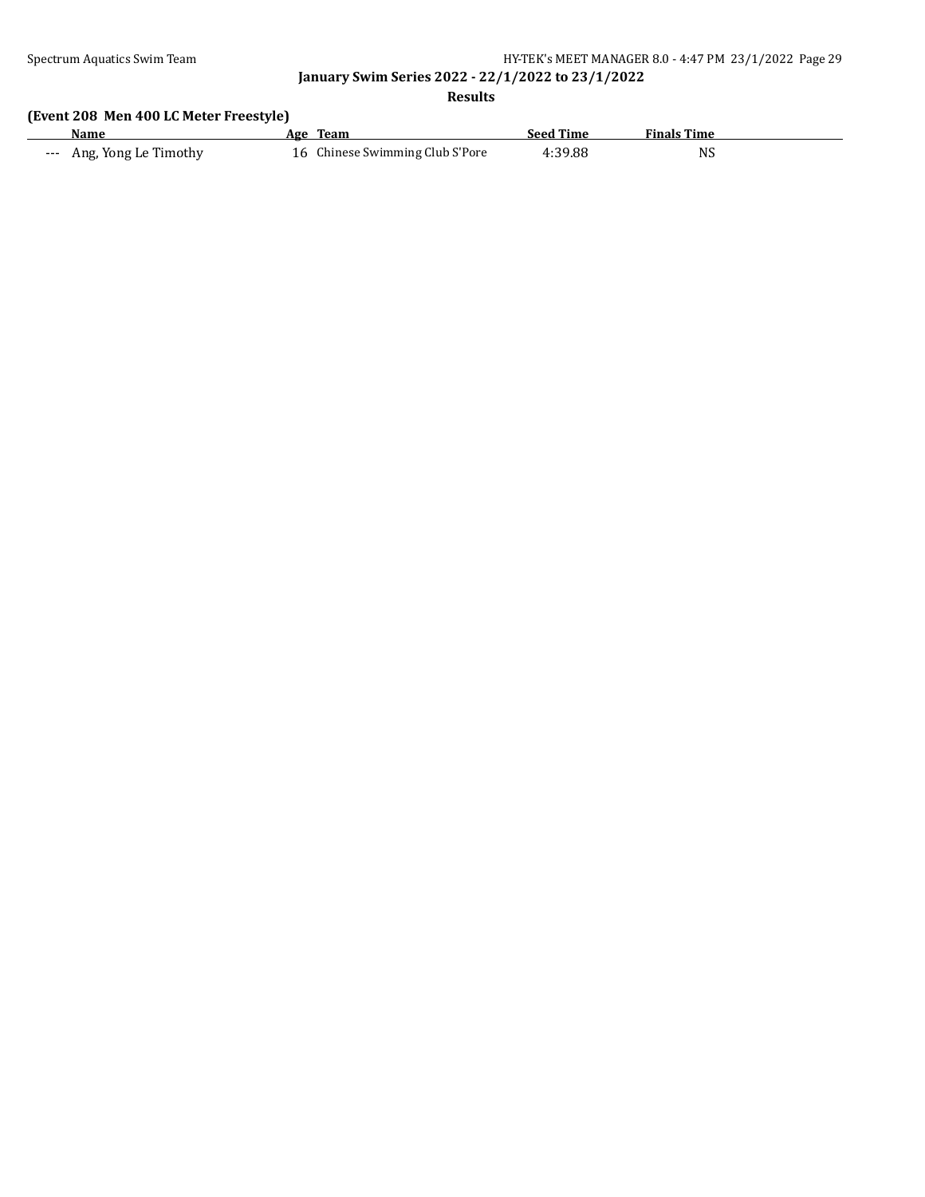**January Swim Series 2022 - 22/1/2022 to 23/1/2022**

**Results**

### (Event 208 Men 400 LC Meter Freestyle)

| | Name | Age | Team | Seed Time | Finals Time |
|---|---|---|---|---|---|
| --- | Ang, Yong Le Timothy | 16 | Chinese Swimming Club S'Pore | 4:39.88 | NS |